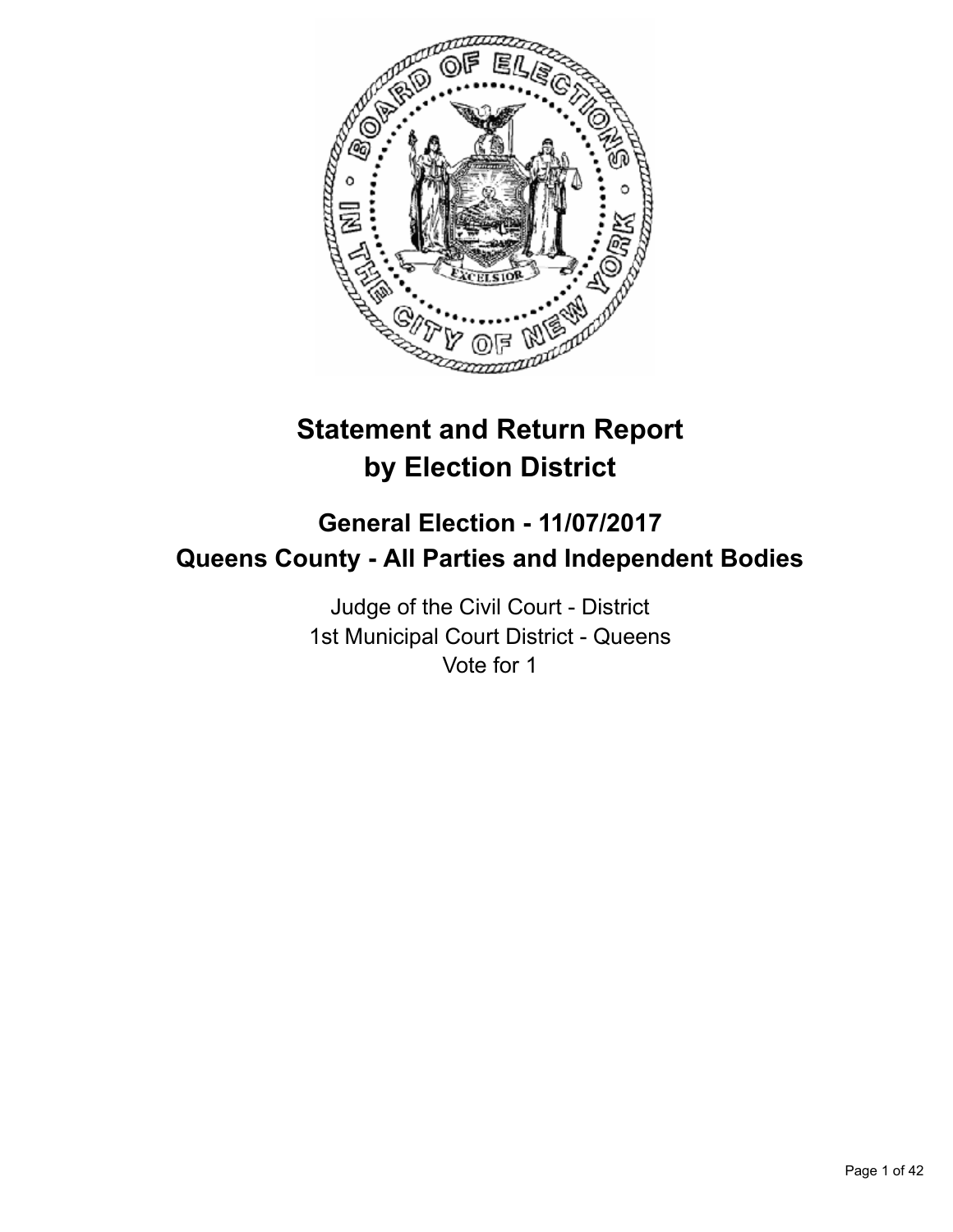# Statement and Return Report by Election District

## General Election - 11/07/2017
## Queens County - All Parties and Independent Bodies

Judge of the Civil Court - District
1st Municipal Court District - Queens
Vote for 1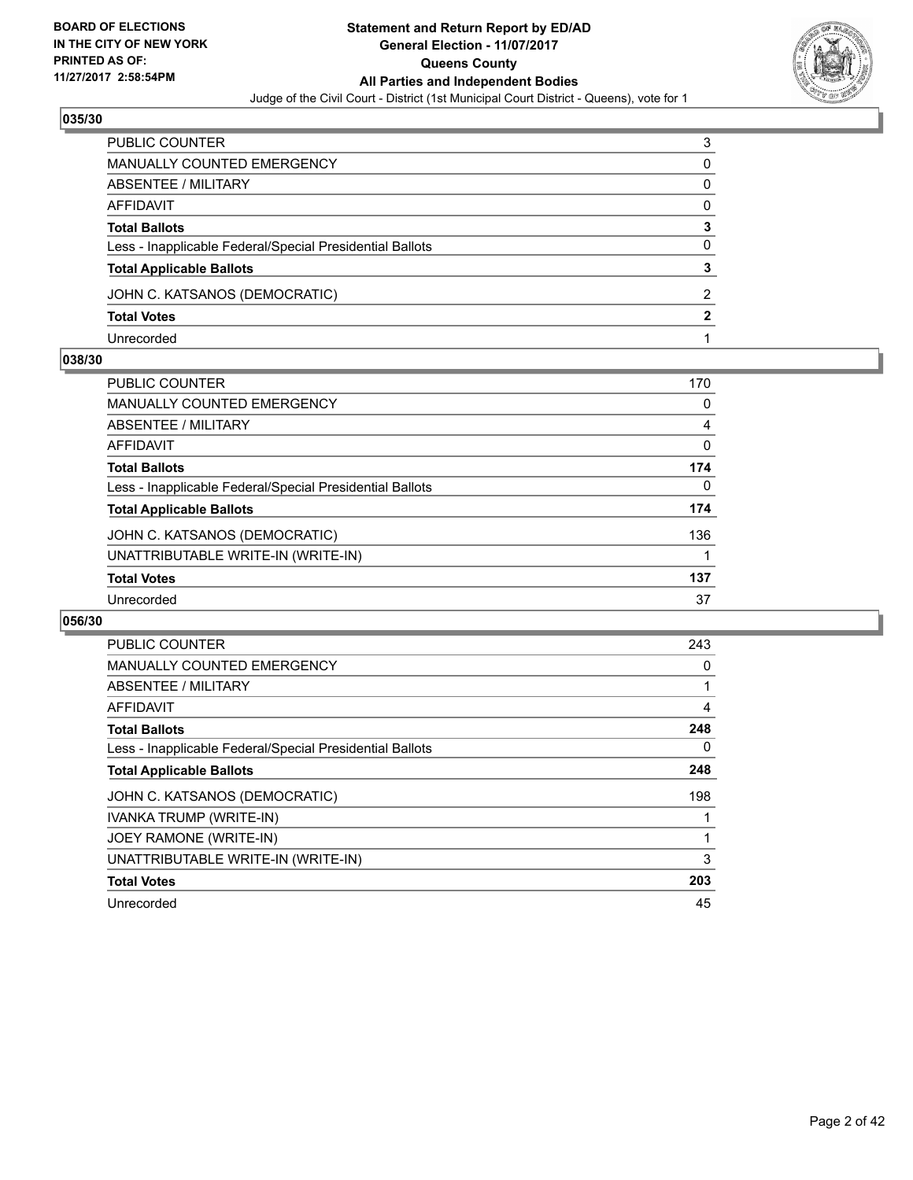**BOARD OF ELECTIONS IN THE CITY OF NEW YORK PRINTED AS OF: 11/27/2017 2:58:54PM**

# Statement and Return Report by ED/AD
## General Election - 11/07/2017
## Queens County
## All Parties and Independent Bodies

Judge of the Civil Court - District (1st Municipal Court District - Queens), vote for 1

### 035/30

| | |
|---|---|
| PUBLIC COUNTER | 3 |
| MANUALLY COUNTED EMERGENCY | 0 |
| ABSENTEE / MILITARY | 0 |
| AFFIDAVIT | 0 |
| **Total Ballots** | **3** |
| Less - Inapplicable Federal/Special Presidential Ballots | 0 |
| **Total Applicable Ballots** | **3** |
| JOHN C. KATSANOS (DEMOCRATIC) | 2 |
| **Total Votes** | **2** |
| Unrecorded | 1 |

### 038/30

| | |
|---|---|
| PUBLIC COUNTER | 170 |
| MANUALLY COUNTED EMERGENCY | 0 |
| ABSENTEE / MILITARY | 4 |
| AFFIDAVIT | 0 |
| **Total Ballots** | **174** |
| Less - Inapplicable Federal/Special Presidential Ballots | 0 |
| **Total Applicable Ballots** | **174** |
| JOHN C. KATSANOS (DEMOCRATIC) | 136 |
| UNATTRIBUTABLE WRITE-IN (WRITE-IN) | 1 |
| **Total Votes** | **137** |
| Unrecorded | 37 |

### 056/30

| | |
|---|---|
| PUBLIC COUNTER | 243 |
| MANUALLY COUNTED EMERGENCY | 0 |
| ABSENTEE / MILITARY | 1 |
| AFFIDAVIT | 4 |
| **Total Ballots** | **248** |
| Less - Inapplicable Federal/Special Presidential Ballots | 0 |
| **Total Applicable Ballots** | **248** |
| JOHN C. KATSANOS (DEMOCRATIC) | 198 |
| IVANKA TRUMP (WRITE-IN) | 1 |
| JOEY RAMONE (WRITE-IN) | 1 |
| UNATTRIBUTABLE WRITE-IN (WRITE-IN) | 3 |
| **Total Votes** | **203** |
| Unrecorded | 45 |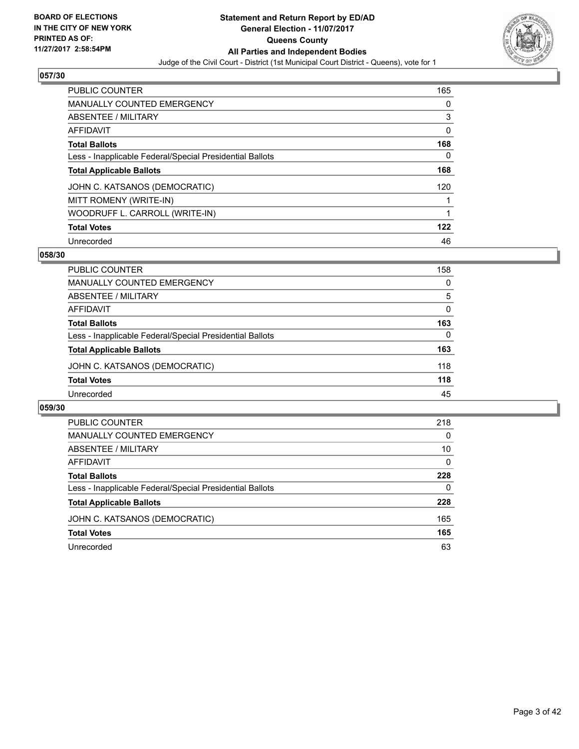BOARD OF ELECTIONS
IN THE CITY OF NEW YORK
PRINTED AS OF:
11/27/2017 2:58:54PM

**Statement and Return Report by ED/AD**
**General Election - 11/07/2017**
**Queens County**
**All Parties and Independent Bodies**
Judge of the Civil Court - District (1st Municipal Court District - Queens), vote for 1

## 057/30

| | |
|---|---|
| PUBLIC COUNTER | 165 |
| MANUALLY COUNTED EMERGENCY | 0 |
| ABSENTEE / MILITARY | 3 |
| AFFIDAVIT | 0 |
| **Total Ballots** | **168** |
| Less - Inapplicable Federal/Special Presidential Ballots | 0 |
| **Total Applicable Ballots** | **168** |
| JOHN C. KATSANOS (DEMOCRATIC) | 120 |
| MITT ROMENY (WRITE-IN) | 1 |
| WOODRUFF L. CARROLL (WRITE-IN) | 1 |
| **Total Votes** | **122** |
| Unrecorded | 46 |

## 058/30

| | |
|---|---|
| PUBLIC COUNTER | 158 |
| MANUALLY COUNTED EMERGENCY | 0 |
| ABSENTEE / MILITARY | 5 |
| AFFIDAVIT | 0 |
| **Total Ballots** | **163** |
| Less - Inapplicable Federal/Special Presidential Ballots | 0 |
| **Total Applicable Ballots** | **163** |
| JOHN C. KATSANOS (DEMOCRATIC) | 118 |
| **Total Votes** | **118** |
| Unrecorded | 45 |

## 059/30

| | |
|---|---|
| PUBLIC COUNTER | 218 |
| MANUALLY COUNTED EMERGENCY | 0 |
| ABSENTEE / MILITARY | 10 |
| AFFIDAVIT | 0 |
| **Total Ballots** | **228** |
| Less - Inapplicable Federal/Special Presidential Ballots | 0 |
| **Total Applicable Ballots** | **228** |
| JOHN C. KATSANOS (DEMOCRATIC) | 165 |
| **Total Votes** | **165** |
| Unrecorded | 63 |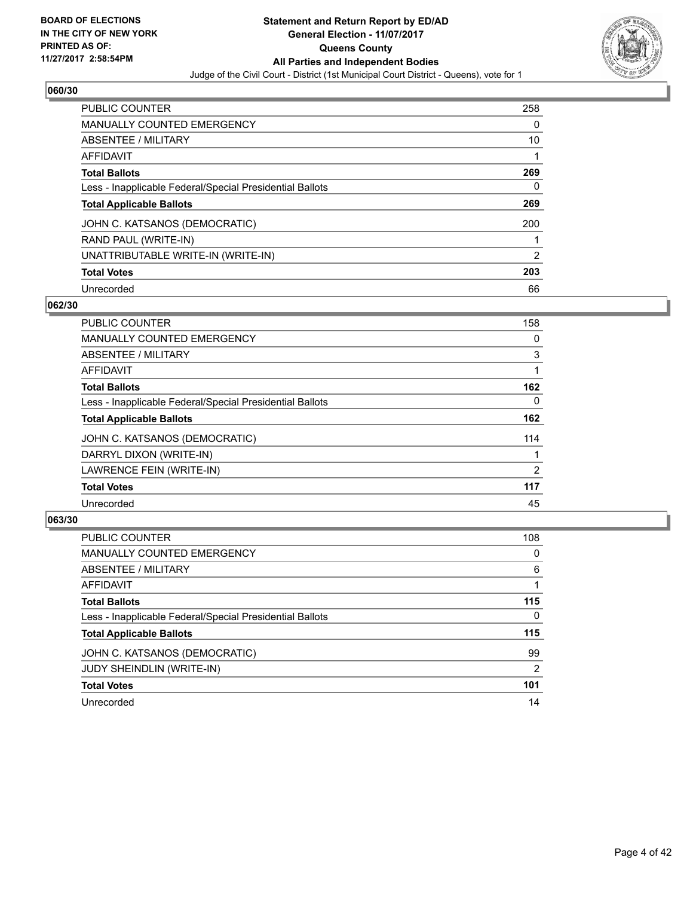**BOARD OF ELECTIONS IN THE CITY OF NEW YORK PRINTED AS OF: 11/27/2017 2:58:54PM**

# Statement and Return Report by ED/AD
## General Election - 11/07/2017
## Queens County
## All Parties and Independent Bodies
Judge of the Civil Court - District (1st Municipal Court District - Queens), vote for 1

### 060/30

| | |
|---|---|
| PUBLIC COUNTER | 258 |
| MANUALLY COUNTED EMERGENCY | 0 |
| ABSENTEE / MILITARY | 10 |
| AFFIDAVIT | 1 |
| **Total Ballots** | **269** |
| Less - Inapplicable Federal/Special Presidential Ballots | 0 |
| **Total Applicable Ballots** | **269** |
| JOHN C. KATSANOS (DEMOCRATIC) | 200 |
| RAND PAUL (WRITE-IN) | 1 |
| UNATTRIBUTABLE WRITE-IN (WRITE-IN) | 2 |
| **Total Votes** | **203** |
| Unrecorded | 66 |

### 062/30

| | |
|---|---|
| PUBLIC COUNTER | 158 |
| MANUALLY COUNTED EMERGENCY | 0 |
| ABSENTEE / MILITARY | 3 |
| AFFIDAVIT | 1 |
| **Total Ballots** | **162** |
| Less - Inapplicable Federal/Special Presidential Ballots | 0 |
| **Total Applicable Ballots** | **162** |
| JOHN C. KATSANOS (DEMOCRATIC) | 114 |
| DARRYL DIXON (WRITE-IN) | 1 |
| LAWRENCE FEIN (WRITE-IN) | 2 |
| **Total Votes** | **117** |
| Unrecorded | 45 |

### 063/30

| | |
|---|---|
| PUBLIC COUNTER | 108 |
| MANUALLY COUNTED EMERGENCY | 0 |
| ABSENTEE / MILITARY | 6 |
| AFFIDAVIT | 1 |
| **Total Ballots** | **115** |
| Less - Inapplicable Federal/Special Presidential Ballots | 0 |
| **Total Applicable Ballots** | **115** |
| JOHN C. KATSANOS (DEMOCRATIC) | 99 |
| JUDY SHEINDLIN (WRITE-IN) | 2 |
| **Total Votes** | **101** |
| Unrecorded | 14 |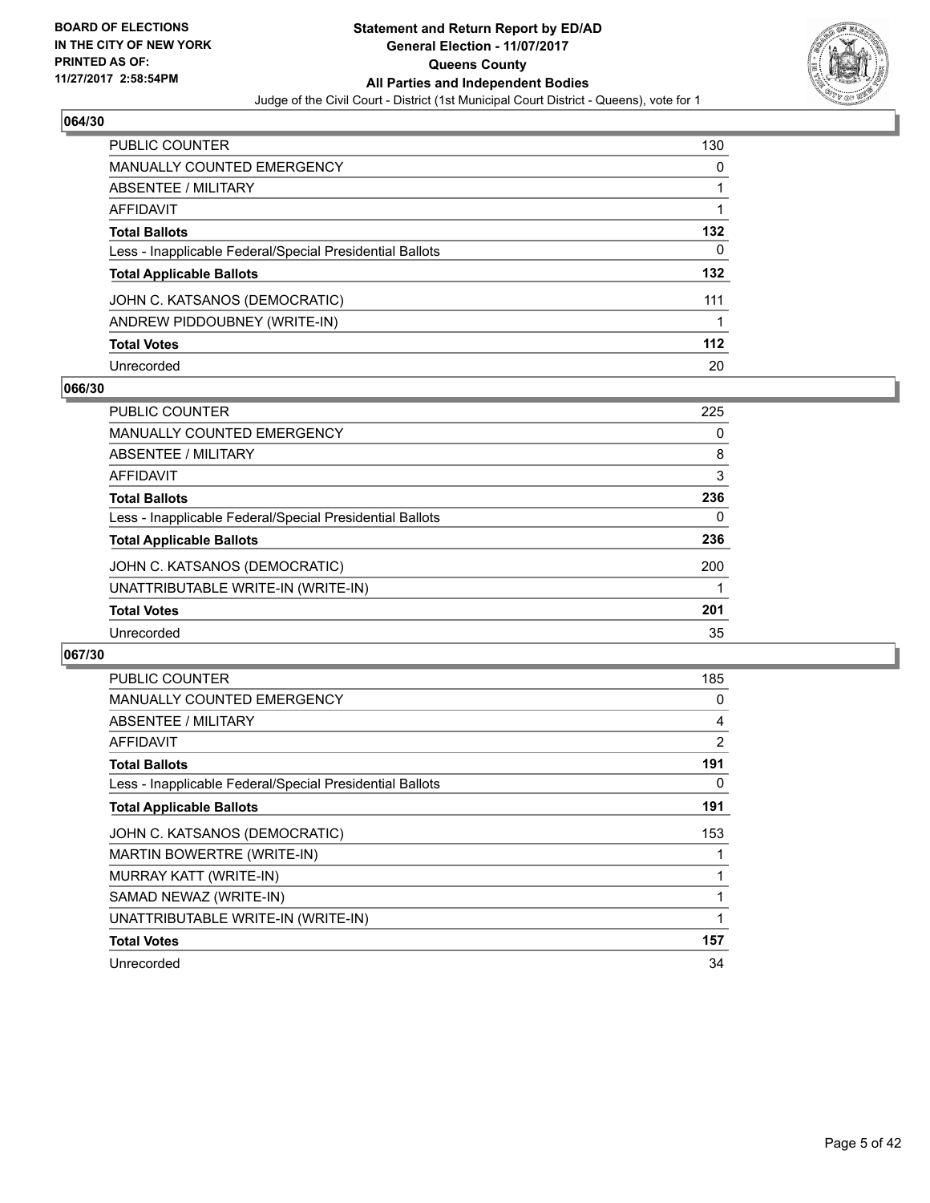**BOARD OF ELECTIONS IN THE CITY OF NEW YORK PRINTED AS OF: 11/27/2017 2:58:54PM**

# Statement and Return Report by ED/AD
## General Election - 11/07/2017
## Queens County
## All Parties and Independent Bodies
Judge of the Civil Court - District (1st Municipal Court District - Queens), vote for 1

### 064/30

| | |
|---|---|
| PUBLIC COUNTER | 130 |
| MANUALLY COUNTED EMERGENCY | 0 |
| ABSENTEE / MILITARY | 1 |
| AFFIDAVIT | 1 |
| **Total Ballots** | **132** |
| Less - Inapplicable Federal/Special Presidential Ballots | 0 |
| **Total Applicable Ballots** | **132** |
| JOHN C. KATSANOS (DEMOCRATIC) | 111 |
| ANDREW PIDDOUBNEY (WRITE-IN) | 1 |
| **Total Votes** | **112** |
| Unrecorded | 20 |

### 066/30

| | |
|---|---|
| PUBLIC COUNTER | 225 |
| MANUALLY COUNTED EMERGENCY | 0 |
| ABSENTEE / MILITARY | 8 |
| AFFIDAVIT | 3 |
| **Total Ballots** | **236** |
| Less - Inapplicable Federal/Special Presidential Ballots | 0 |
| **Total Applicable Ballots** | **236** |
| JOHN C. KATSANOS (DEMOCRATIC) | 200 |
| UNATTRIBUTABLE WRITE-IN (WRITE-IN) | 1 |
| **Total Votes** | **201** |
| Unrecorded | 35 |

### 067/30

| | |
|---|---|
| PUBLIC COUNTER | 185 |
| MANUALLY COUNTED EMERGENCY | 0 |
| ABSENTEE / MILITARY | 4 |
| AFFIDAVIT | 2 |
| **Total Ballots** | **191** |
| Less - Inapplicable Federal/Special Presidential Ballots | 0 |
| **Total Applicable Ballots** | **191** |
| JOHN C. KATSANOS (DEMOCRATIC) | 153 |
| MARTIN BOWERTRE (WRITE-IN) | 1 |
| MURRAY KATT (WRITE-IN) | 1 |
| SAMAD NEWAZ (WRITE-IN) | 1 |
| UNATTRIBUTABLE WRITE-IN (WRITE-IN) | 1 |
| **Total Votes** | **157** |
| Unrecorded | 34 |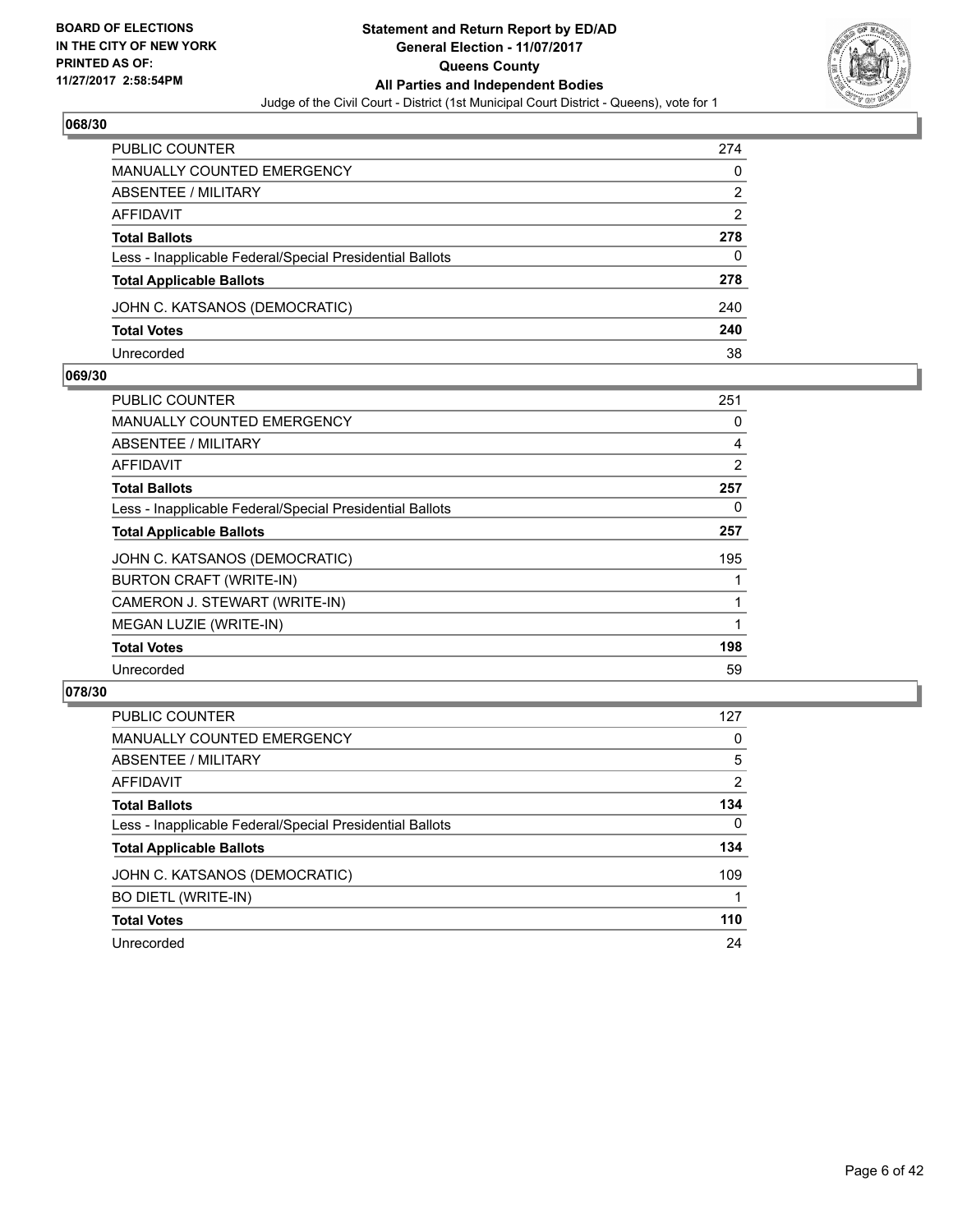**BOARD OF ELECTIONS**
**IN THE CITY OF NEW YORK**
**PRINTED AS OF:**
**11/27/2017 2:58:54PM**

**Statement and Return Report by ED/AD**
**General Election - 11/07/2017**
**Queens County**
**All Parties and Independent Bodies**
Judge of the Civil Court - District (1st Municipal Court District - Queens), vote for 1

## 068/30

| | |
|---|---|
| PUBLIC COUNTER | 274 |
| MANUALLY COUNTED EMERGENCY | 0 |
| ABSENTEE / MILITARY | 2 |
| AFFIDAVIT | 2 |
| **Total Ballots** | **278** |
| Less - Inapplicable Federal/Special Presidential Ballots | 0 |
| **Total Applicable Ballots** | **278** |
| JOHN C. KATSANOS (DEMOCRATIC) | 240 |
| **Total Votes** | **240** |
| Unrecorded | 38 |

## 069/30

| | |
|---|---|
| PUBLIC COUNTER | 251 |
| MANUALLY COUNTED EMERGENCY | 0 |
| ABSENTEE / MILITARY | 4 |
| AFFIDAVIT | 2 |
| **Total Ballots** | **257** |
| Less - Inapplicable Federal/Special Presidential Ballots | 0 |
| **Total Applicable Ballots** | **257** |
| JOHN C. KATSANOS (DEMOCRATIC) | 195 |
| BURTON CRAFT (WRITE-IN) | 1 |
| CAMERON J. STEWART (WRITE-IN) | 1 |
| MEGAN LUZIE (WRITE-IN) | 1 |
| **Total Votes** | **198** |
| Unrecorded | 59 |

## 078/30

| | |
|---|---|
| PUBLIC COUNTER | 127 |
| MANUALLY COUNTED EMERGENCY | 0 |
| ABSENTEE / MILITARY | 5 |
| AFFIDAVIT | 2 |
| **Total Ballots** | **134** |
| Less - Inapplicable Federal/Special Presidential Ballots | 0 |
| **Total Applicable Ballots** | **134** |
| JOHN C. KATSANOS (DEMOCRATIC) | 109 |
| BO DIETL (WRITE-IN) | 1 |
| **Total Votes** | **110** |
| Unrecorded | 24 |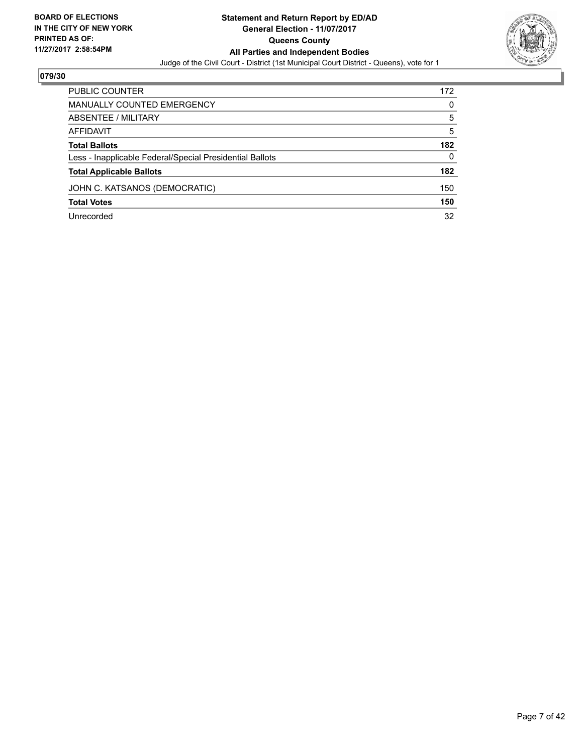**BOARD OF ELECTIONS IN THE CITY OF NEW YORK PRINTED AS OF: 11/27/2017 2:58:54PM**

**Statement and Return Report by ED/AD**
**General Election - 11/07/2017**
**Queens County**
**All Parties and Independent Bodies**
Judge of the Civil Court - District (1st Municipal Court District - Queens), vote for 1

## 079/30

| | |
|---|---|
| PUBLIC COUNTER | 172 |
| MANUALLY COUNTED EMERGENCY | 0 |
| ABSENTEE / MILITARY | 5 |
| AFFIDAVIT | 5 |
| **Total Ballots** | **182** |
| Less - Inapplicable Federal/Special Presidential Ballots | 0 |
| **Total Applicable Ballots** | **182** |
| JOHN C. KATSANOS (DEMOCRATIC) | 150 |
| **Total Votes** | **150** |
| Unrecorded | 32 |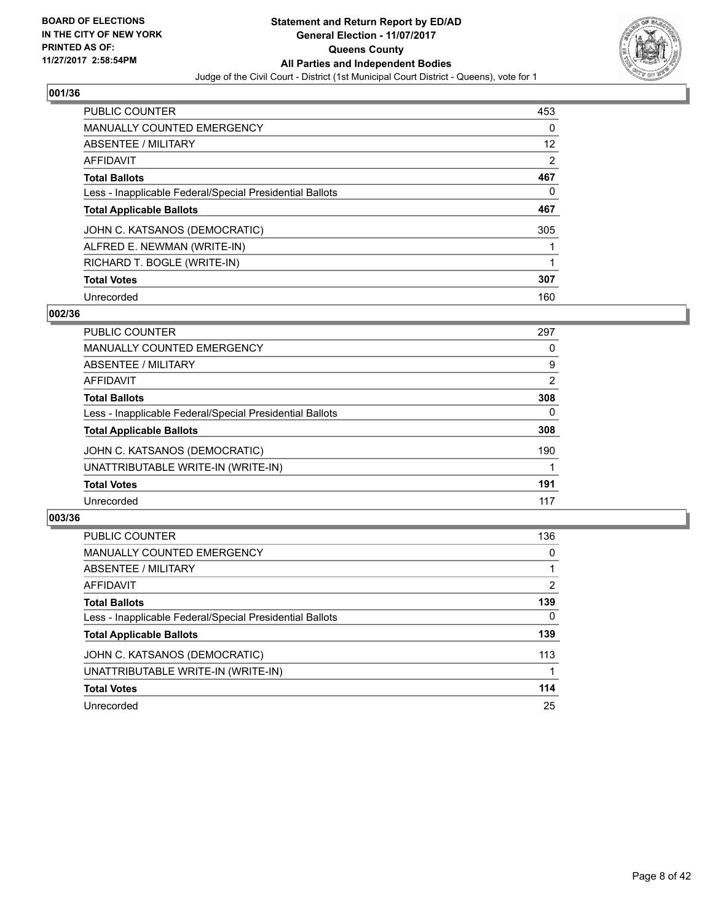**BOARD OF ELECTIONS IN THE CITY OF NEW YORK PRINTED AS OF: 11/27/2017 2:58:54PM**

**Statement and Return Report by ED/AD General Election - 11/07/2017 Queens County All Parties and Independent Bodies**

Judge of the Civil Court - District (1st Municipal Court District - Queens), vote for 1

### 001/36

| | |
|---|---|
| PUBLIC COUNTER | 453 |
| MANUALLY COUNTED EMERGENCY | 0 |
| ABSENTEE / MILITARY | 12 |
| AFFIDAVIT | 2 |
| **Total Ballots** | **467** |
| Less - Inapplicable Federal/Special Presidential Ballots | 0 |
| **Total Applicable Ballots** | **467** |
| JOHN C. KATSANOS (DEMOCRATIC) | 305 |
| ALFRED E. NEWMAN (WRITE-IN) | 1 |
| RICHARD T. BOGLE (WRITE-IN) | 1 |
| **Total Votes** | **307** |
| Unrecorded | 160 |

### 002/36

| | |
|---|---|
| PUBLIC COUNTER | 297 |
| MANUALLY COUNTED EMERGENCY | 0 |
| ABSENTEE / MILITARY | 9 |
| AFFIDAVIT | 2 |
| **Total Ballots** | **308** |
| Less - Inapplicable Federal/Special Presidential Ballots | 0 |
| **Total Applicable Ballots** | **308** |
| JOHN C. KATSANOS (DEMOCRATIC) | 190 |
| UNATTRIBUTABLE WRITE-IN (WRITE-IN) | 1 |
| **Total Votes** | **191** |
| Unrecorded | 117 |

### 003/36

| | |
|---|---|
| PUBLIC COUNTER | 136 |
| MANUALLY COUNTED EMERGENCY | 0 |
| ABSENTEE / MILITARY | 1 |
| AFFIDAVIT | 2 |
| **Total Ballots** | **139** |
| Less - Inapplicable Federal/Special Presidential Ballots | 0 |
| **Total Applicable Ballots** | **139** |
| JOHN C. KATSANOS (DEMOCRATIC) | 113 |
| UNATTRIBUTABLE WRITE-IN (WRITE-IN) | 1 |
| **Total Votes** | **114** |
| Unrecorded | 25 |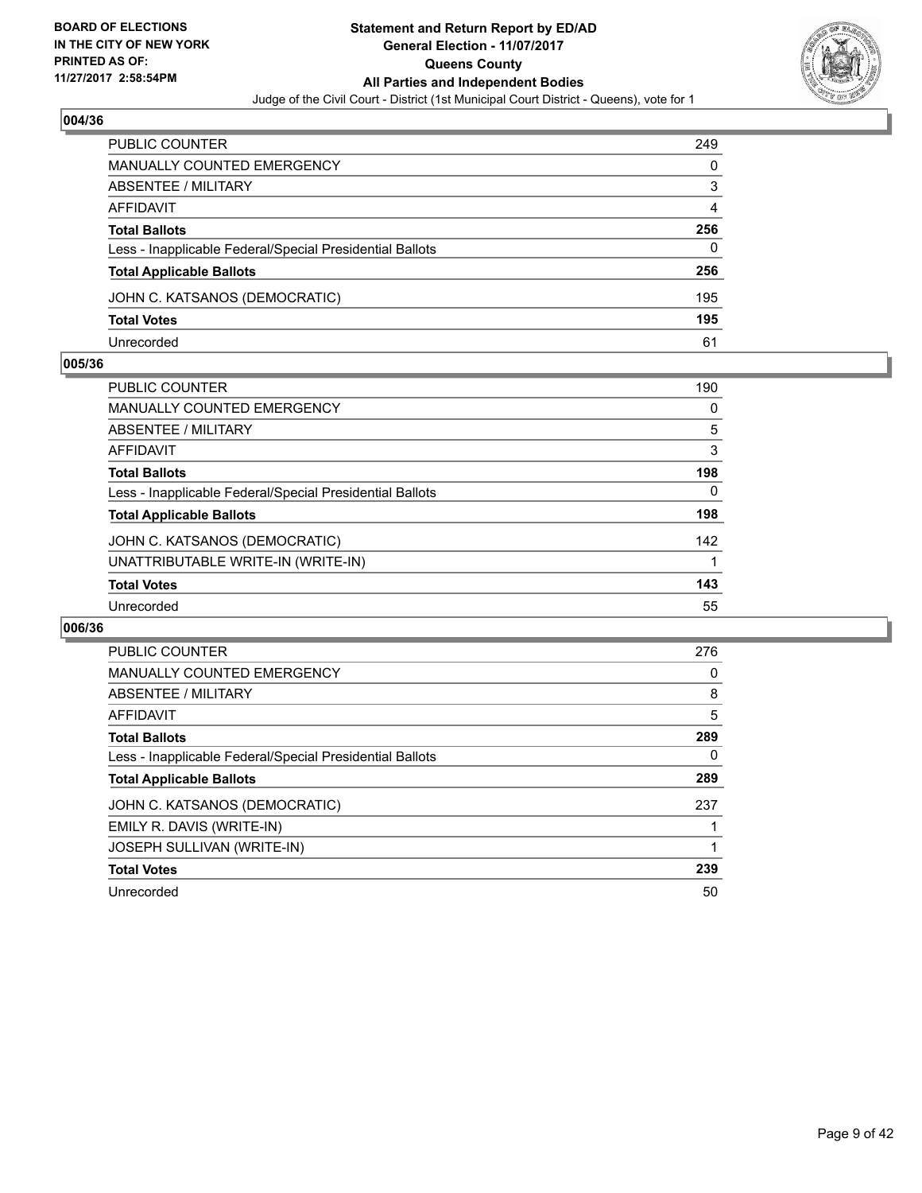BOARD OF ELECTIONS
IN THE CITY OF NEW YORK
PRINTED AS OF:
11/27/2017 2:58:54PM

# Statement and Return Report by ED/AD
## General Election - 11/07/2017
## Queens County
## All Parties and Independent Bodies

Judge of the Civil Court - District (1st Municipal Court District - Queens), vote for 1

### 004/36

| | |
|---|---|
| PUBLIC COUNTER | 249 |
| MANUALLY COUNTED EMERGENCY | 0 |
| ABSENTEE / MILITARY | 3 |
| AFFIDAVIT | 4 |
| **Total Ballots** | **256** |
| Less - Inapplicable Federal/Special Presidential Ballots | 0 |
| **Total Applicable Ballots** | **256** |
| JOHN C. KATSANOS (DEMOCRATIC) | 195 |
| **Total Votes** | **195** |
| Unrecorded | 61 |

### 005/36

| | |
|---|---|
| PUBLIC COUNTER | 190 |
| MANUALLY COUNTED EMERGENCY | 0 |
| ABSENTEE / MILITARY | 5 |
| AFFIDAVIT | 3 |
| **Total Ballots** | **198** |
| Less - Inapplicable Federal/Special Presidential Ballots | 0 |
| **Total Applicable Ballots** | **198** |
| JOHN C. KATSANOS (DEMOCRATIC) | 142 |
| UNATTRIBUTABLE WRITE-IN (WRITE-IN) | 1 |
| **Total Votes** | **143** |
| Unrecorded | 55 |

### 006/36

| | |
|---|---|
| PUBLIC COUNTER | 276 |
| MANUALLY COUNTED EMERGENCY | 0 |
| ABSENTEE / MILITARY | 8 |
| AFFIDAVIT | 5 |
| **Total Ballots** | **289** |
| Less - Inapplicable Federal/Special Presidential Ballots | 0 |
| **Total Applicable Ballots** | **289** |
| JOHN C. KATSANOS (DEMOCRATIC) | 237 |
| EMILY R. DAVIS (WRITE-IN) | 1 |
| JOSEPH SULLIVAN (WRITE-IN) | 1 |
| **Total Votes** | **239** |
| Unrecorded | 50 |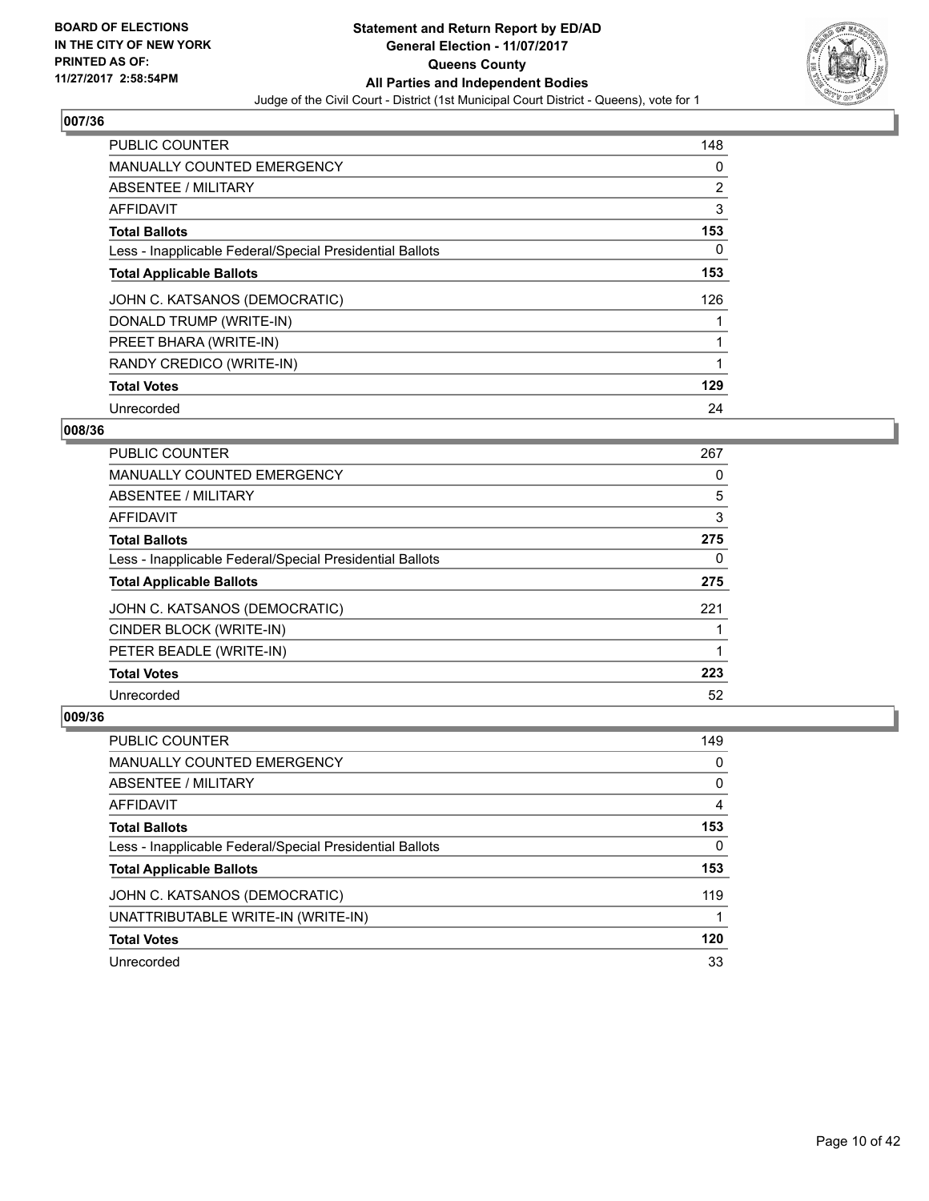BOARD OF ELECTIONS
IN THE CITY OF NEW YORK
PRINTED AS OF:
11/27/2017 2:58:54PM

**Statement and Return Report by ED/AD**
**General Election - 11/07/2017**
**Queens County**
**All Parties and Independent Bodies**
Judge of the Civil Court - District (1st Municipal Court District - Queens), vote for 1

### 007/36

| | |
|---|---|
| PUBLIC COUNTER | 148 |
| MANUALLY COUNTED EMERGENCY | 0 |
| ABSENTEE / MILITARY | 2 |
| AFFIDAVIT | 3 |
| **Total Ballots** | **153** |
| Less - Inapplicable Federal/Special Presidential Ballots | 0 |
| **Total Applicable Ballots** | **153** |
| JOHN C. KATSANOS (DEMOCRATIC) | 126 |
| DONALD TRUMP (WRITE-IN) | 1 |
| PREET BHARA (WRITE-IN) | 1 |
| RANDY CREDICO (WRITE-IN) | 1 |
| **Total Votes** | **129** |
| Unrecorded | 24 |

### 008/36

| | |
|---|---|
| PUBLIC COUNTER | 267 |
| MANUALLY COUNTED EMERGENCY | 0 |
| ABSENTEE / MILITARY | 5 |
| AFFIDAVIT | 3 |
| **Total Ballots** | **275** |
| Less - Inapplicable Federal/Special Presidential Ballots | 0 |
| **Total Applicable Ballots** | **275** |
| JOHN C. KATSANOS (DEMOCRATIC) | 221 |
| CINDER BLOCK (WRITE-IN) | 1 |
| PETER BEADLE (WRITE-IN) | 1 |
| **Total Votes** | **223** |
| Unrecorded | 52 |

### 009/36

| | |
|---|---|
| PUBLIC COUNTER | 149 |
| MANUALLY COUNTED EMERGENCY | 0 |
| ABSENTEE / MILITARY | 0 |
| AFFIDAVIT | 4 |
| **Total Ballots** | **153** |
| Less - Inapplicable Federal/Special Presidential Ballots | 0 |
| **Total Applicable Ballots** | **153** |
| JOHN C. KATSANOS (DEMOCRATIC) | 119 |
| UNATTRIBUTABLE WRITE-IN (WRITE-IN) | 1 |
| **Total Votes** | **120** |
| Unrecorded | 33 |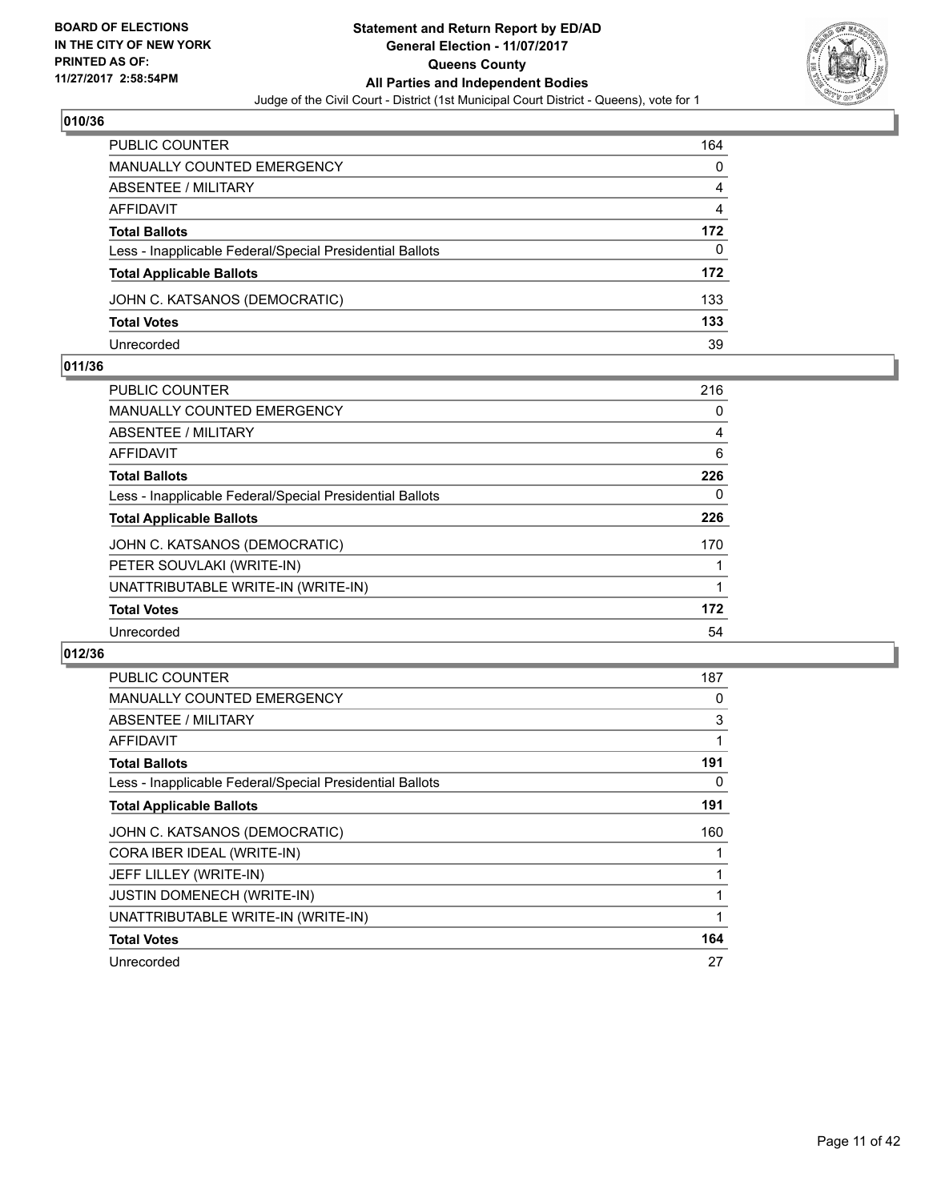**BOARD OF ELECTIONS IN THE CITY OF NEW YORK PRINTED AS OF: 11/27/2017 2:58:54PM**

# Statement and Return Report by ED/AD
## General Election - 11/07/2017
## Queens County
## All Parties and Independent Bodies
Judge of the Civil Court - District (1st Municipal Court District - Queens), vote for 1

### 010/36

| | |
|---|---|
| PUBLIC COUNTER | 164 |
| MANUALLY COUNTED EMERGENCY | 0 |
| ABSENTEE / MILITARY | 4 |
| AFFIDAVIT | 4 |
| **Total Ballots** | **172** |
| Less - Inapplicable Federal/Special Presidential Ballots | 0 |
| **Total Applicable Ballots** | **172** |
| JOHN C. KATSANOS (DEMOCRATIC) | 133 |
| **Total Votes** | **133** |
| Unrecorded | 39 |

### 011/36

| | |
|---|---|
| PUBLIC COUNTER | 216 |
| MANUALLY COUNTED EMERGENCY | 0 |
| ABSENTEE / MILITARY | 4 |
| AFFIDAVIT | 6 |
| **Total Ballots** | **226** |
| Less - Inapplicable Federal/Special Presidential Ballots | 0 |
| **Total Applicable Ballots** | **226** |
| JOHN C. KATSANOS (DEMOCRATIC) | 170 |
| PETER SOUVLAKI (WRITE-IN) | 1 |
| UNATTRIBUTABLE WRITE-IN (WRITE-IN) | 1 |
| **Total Votes** | **172** |
| Unrecorded | 54 |

### 012/36

| | |
|---|---|
| PUBLIC COUNTER | 187 |
| MANUALLY COUNTED EMERGENCY | 0 |
| ABSENTEE / MILITARY | 3 |
| AFFIDAVIT | 1 |
| **Total Ballots** | **191** |
| Less - Inapplicable Federal/Special Presidential Ballots | 0 |
| **Total Applicable Ballots** | **191** |
| JOHN C. KATSANOS (DEMOCRATIC) | 160 |
| CORA IBER IDEAL (WRITE-IN) | 1 |
| JEFF LILLEY (WRITE-IN) | 1 |
| JUSTIN DOMENECH (WRITE-IN) | 1 |
| UNATTRIBUTABLE WRITE-IN (WRITE-IN) | 1 |
| **Total Votes** | **164** |
| Unrecorded | 27 |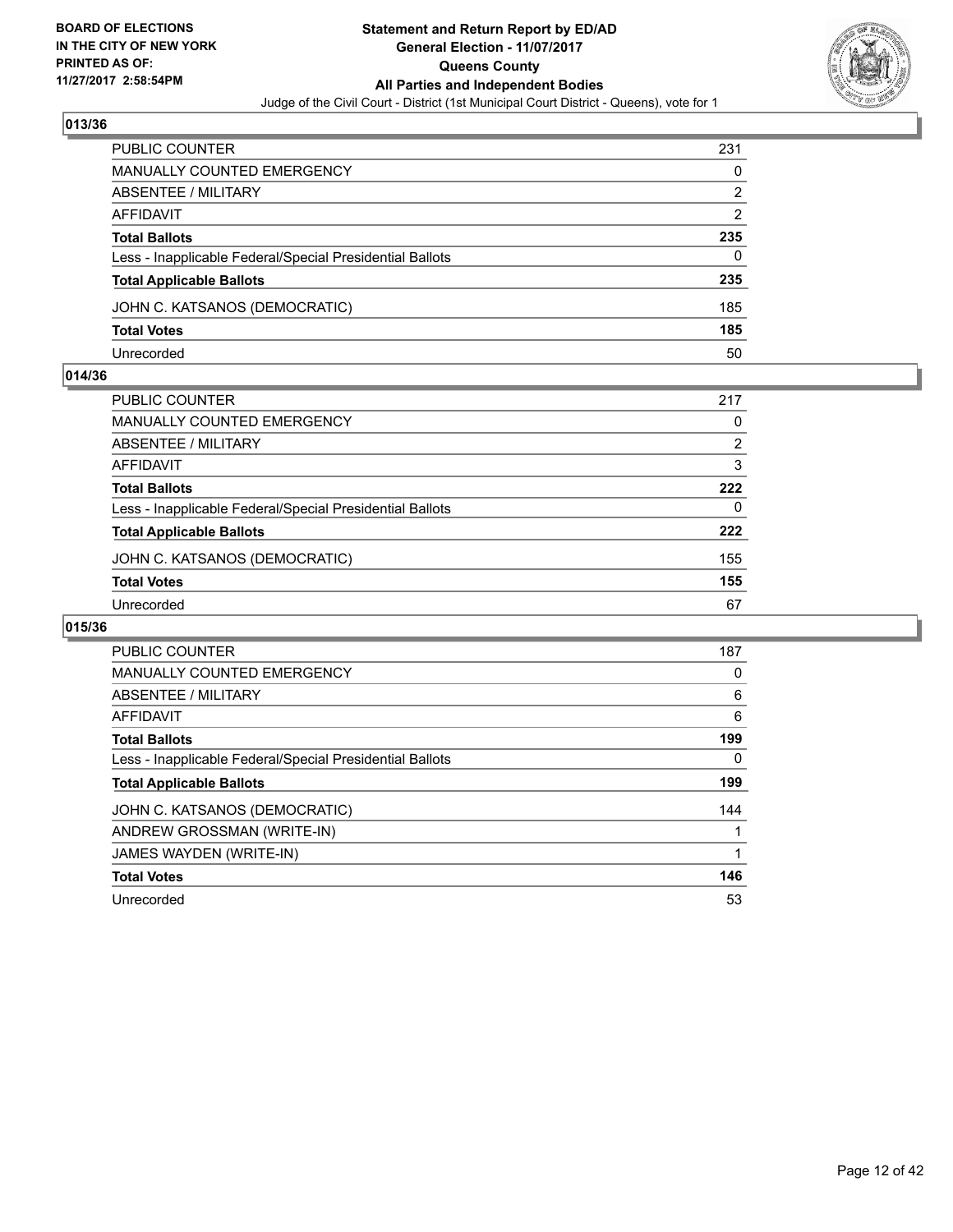**BOARD OF ELECTIONS IN THE CITY OF NEW YORK PRINTED AS OF: 11/27/2017 2:58:54PM**

# Statement and Return Report by ED/AD
## General Election - 11/07/2017
## Queens County
## All Parties and Independent Bodies
Judge of the Civil Court - District (1st Municipal Court District - Queens), vote for 1

### 013/36

| | |
|---|---|
| PUBLIC COUNTER | 231 |
| MANUALLY COUNTED EMERGENCY | 0 |
| ABSENTEE / MILITARY | 2 |
| AFFIDAVIT | 2 |
| **Total Ballots** | **235** |
| Less - Inapplicable Federal/Special Presidential Ballots | 0 |
| **Total Applicable Ballots** | **235** |
| JOHN C. KATSANOS (DEMOCRATIC) | 185 |
| **Total Votes** | **185** |
| Unrecorded | 50 |

### 014/36

| | |
|---|---|
| PUBLIC COUNTER | 217 |
| MANUALLY COUNTED EMERGENCY | 0 |
| ABSENTEE / MILITARY | 2 |
| AFFIDAVIT | 3 |
| **Total Ballots** | **222** |
| Less - Inapplicable Federal/Special Presidential Ballots | 0 |
| **Total Applicable Ballots** | **222** |
| JOHN C. KATSANOS (DEMOCRATIC) | 155 |
| **Total Votes** | **155** |
| Unrecorded | 67 |

### 015/36

| | |
|---|---|
| PUBLIC COUNTER | 187 |
| MANUALLY COUNTED EMERGENCY | 0 |
| ABSENTEE / MILITARY | 6 |
| AFFIDAVIT | 6 |
| **Total Ballots** | **199** |
| Less - Inapplicable Federal/Special Presidential Ballots | 0 |
| **Total Applicable Ballots** | **199** |
| JOHN C. KATSANOS (DEMOCRATIC) | 144 |
| ANDREW GROSSMAN (WRITE-IN) | 1 |
| JAMES WAYDEN (WRITE-IN) | 1 |
| **Total Votes** | **146** |
| Unrecorded | 53 |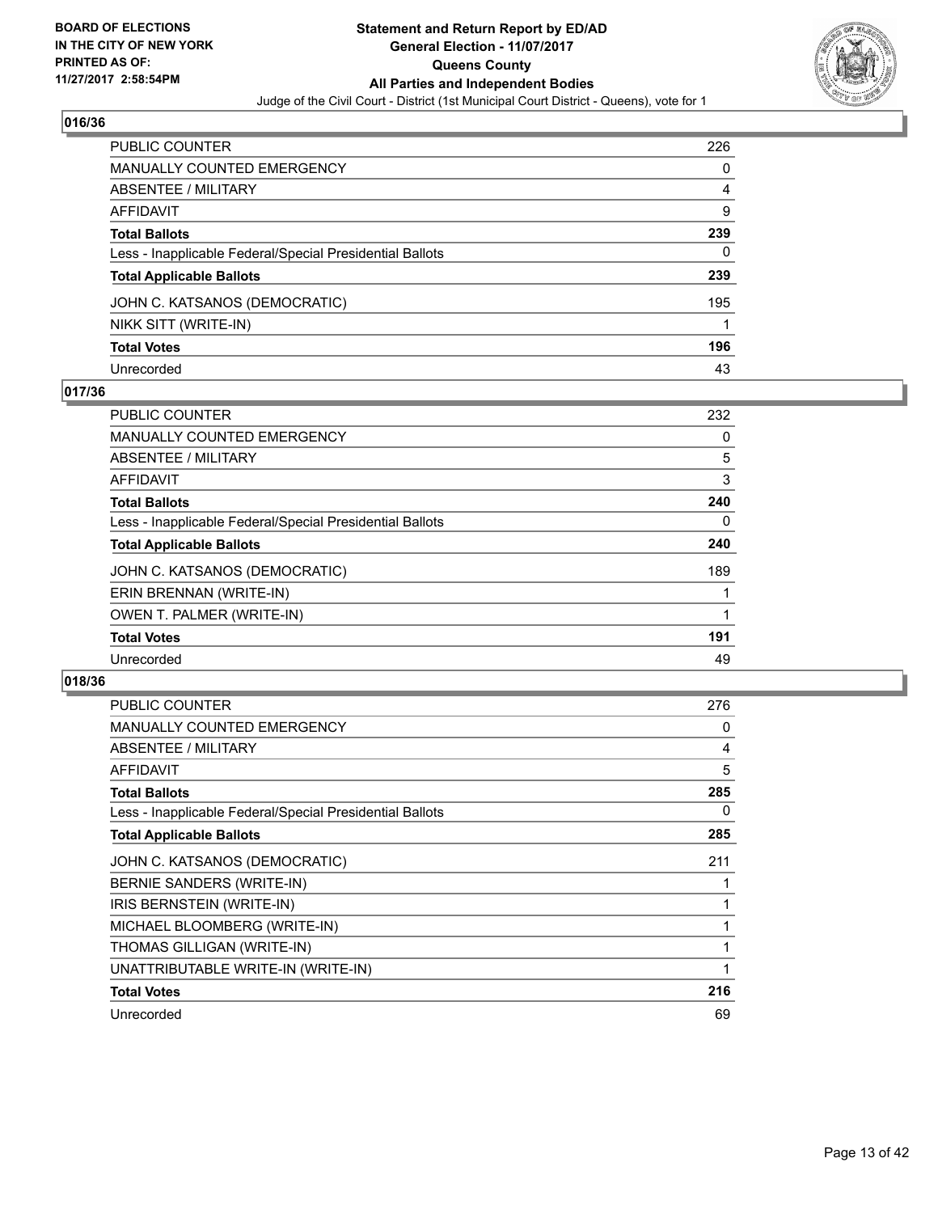**BOARD OF ELECTIONS IN THE CITY OF NEW YORK PRINTED AS OF: 11/27/2017 2:58:54PM**

# Statement and Return Report by ED/AD
## General Election - 11/07/2017
## Queens County
## All Parties and Independent Bodies
Judge of the Civil Court - District (1st Municipal Court District - Queens), vote for 1

### 016/36

| | |
|---|---|
| PUBLIC COUNTER | 226 |
| MANUALLY COUNTED EMERGENCY | 0 |
| ABSENTEE / MILITARY | 4 |
| AFFIDAVIT | 9 |
| **Total Ballots** | **239** |
| Less - Inapplicable Federal/Special Presidential Ballots | 0 |
| **Total Applicable Ballots** | **239** |
| JOHN C. KATSANOS (DEMOCRATIC) | 195 |
| NIKK SITT (WRITE-IN) | 1 |
| **Total Votes** | **196** |
| Unrecorded | 43 |

### 017/36

| | |
|---|---|
| PUBLIC COUNTER | 232 |
| MANUALLY COUNTED EMERGENCY | 0 |
| ABSENTEE / MILITARY | 5 |
| AFFIDAVIT | 3 |
| **Total Ballots** | **240** |
| Less - Inapplicable Federal/Special Presidential Ballots | 0 |
| **Total Applicable Ballots** | **240** |
| JOHN C. KATSANOS (DEMOCRATIC) | 189 |
| ERIN BRENNAN (WRITE-IN) | 1 |
| OWEN T. PALMER (WRITE-IN) | 1 |
| **Total Votes** | **191** |
| Unrecorded | 49 |

### 018/36

| | |
|---|---|
| PUBLIC COUNTER | 276 |
| MANUALLY COUNTED EMERGENCY | 0 |
| ABSENTEE / MILITARY | 4 |
| AFFIDAVIT | 5 |
| **Total Ballots** | **285** |
| Less - Inapplicable Federal/Special Presidential Ballots | 0 |
| **Total Applicable Ballots** | **285** |
| JOHN C. KATSANOS (DEMOCRATIC) | 211 |
| BERNIE SANDERS (WRITE-IN) | 1 |
| IRIS BERNSTEIN (WRITE-IN) | 1 |
| MICHAEL BLOOMBERG (WRITE-IN) | 1 |
| THOMAS GILLIGAN (WRITE-IN) | 1 |
| UNATTRIBUTABLE WRITE-IN (WRITE-IN) | 1 |
| **Total Votes** | **216** |
| Unrecorded | 69 |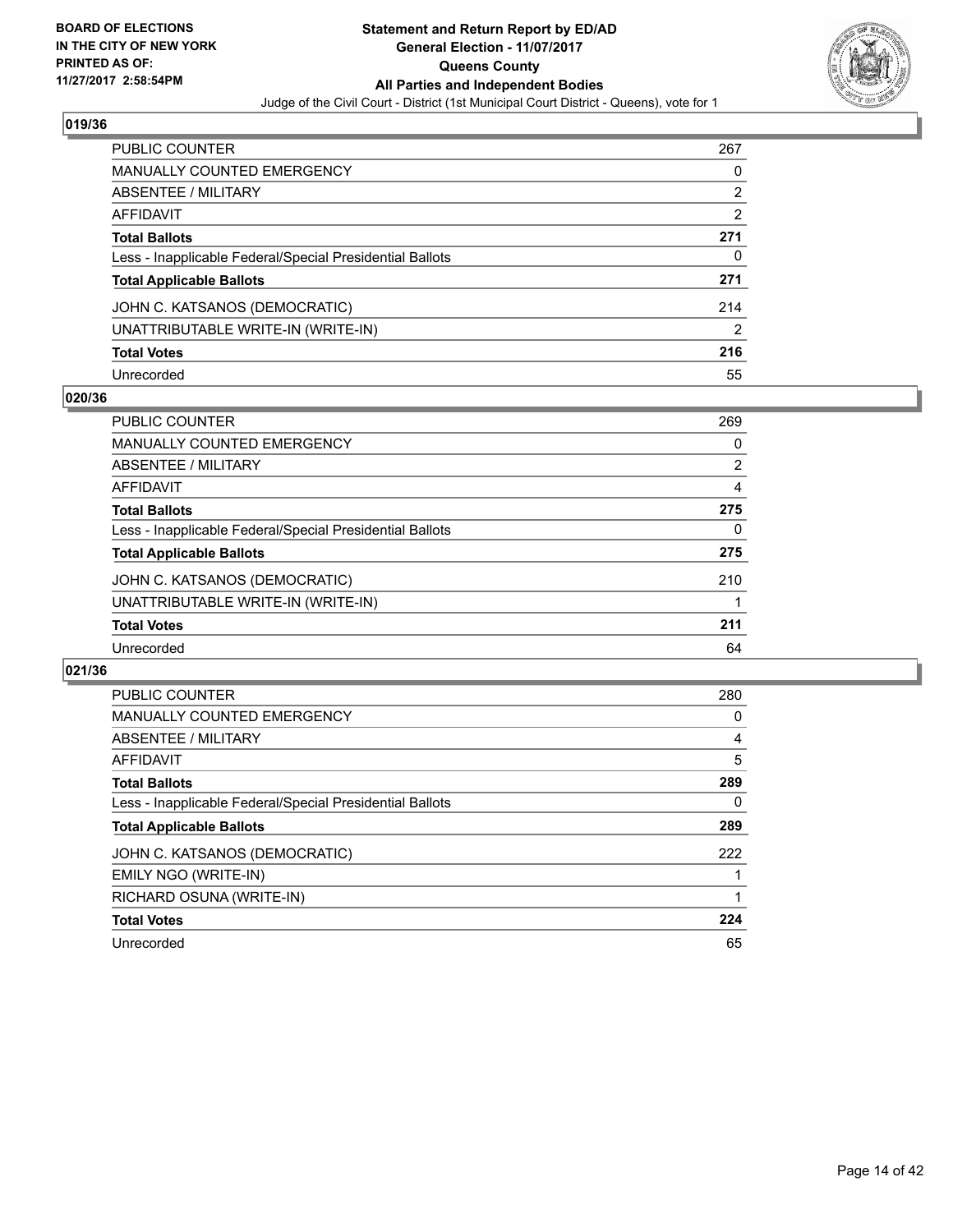BOARD OF ELECTIONS
IN THE CITY OF NEW YORK
PRINTED AS OF:
11/27/2017 2:58:54PM

**Statement and Return Report by ED/AD**
**General Election - 11/07/2017**
**Queens County**
**All Parties and Independent Bodies**
Judge of the Civil Court - District (1st Municipal Court District - Queens), vote for 1

### 019/36

| | |
|---|---|
| PUBLIC COUNTER | 267 |
| MANUALLY COUNTED EMERGENCY | 0 |
| ABSENTEE / MILITARY | 2 |
| AFFIDAVIT | 2 |
| **Total Ballots** | **271** |
| Less - Inapplicable Federal/Special Presidential Ballots | 0 |
| **Total Applicable Ballots** | **271** |
| JOHN C. KATSANOS (DEMOCRATIC) | 214 |
| UNATTRIBUTABLE WRITE-IN (WRITE-IN) | 2 |
| **Total Votes** | **216** |
| Unrecorded | 55 |

### 020/36

| | |
|---|---|
| PUBLIC COUNTER | 269 |
| MANUALLY COUNTED EMERGENCY | 0 |
| ABSENTEE / MILITARY | 2 |
| AFFIDAVIT | 4 |
| **Total Ballots** | **275** |
| Less - Inapplicable Federal/Special Presidential Ballots | 0 |
| **Total Applicable Ballots** | **275** |
| JOHN C. KATSANOS (DEMOCRATIC) | 210 |
| UNATTRIBUTABLE WRITE-IN (WRITE-IN) | 1 |
| **Total Votes** | **211** |
| Unrecorded | 64 |

### 021/36

| | |
|---|---|
| PUBLIC COUNTER | 280 |
| MANUALLY COUNTED EMERGENCY | 0 |
| ABSENTEE / MILITARY | 4 |
| AFFIDAVIT | 5 |
| **Total Ballots** | **289** |
| Less - Inapplicable Federal/Special Presidential Ballots | 0 |
| **Total Applicable Ballots** | **289** |
| JOHN C. KATSANOS (DEMOCRATIC) | 222 |
| EMILY NGO (WRITE-IN) | 1 |
| RICHARD OSUNA (WRITE-IN) | 1 |
| **Total Votes** | **224** |
| Unrecorded | 65 |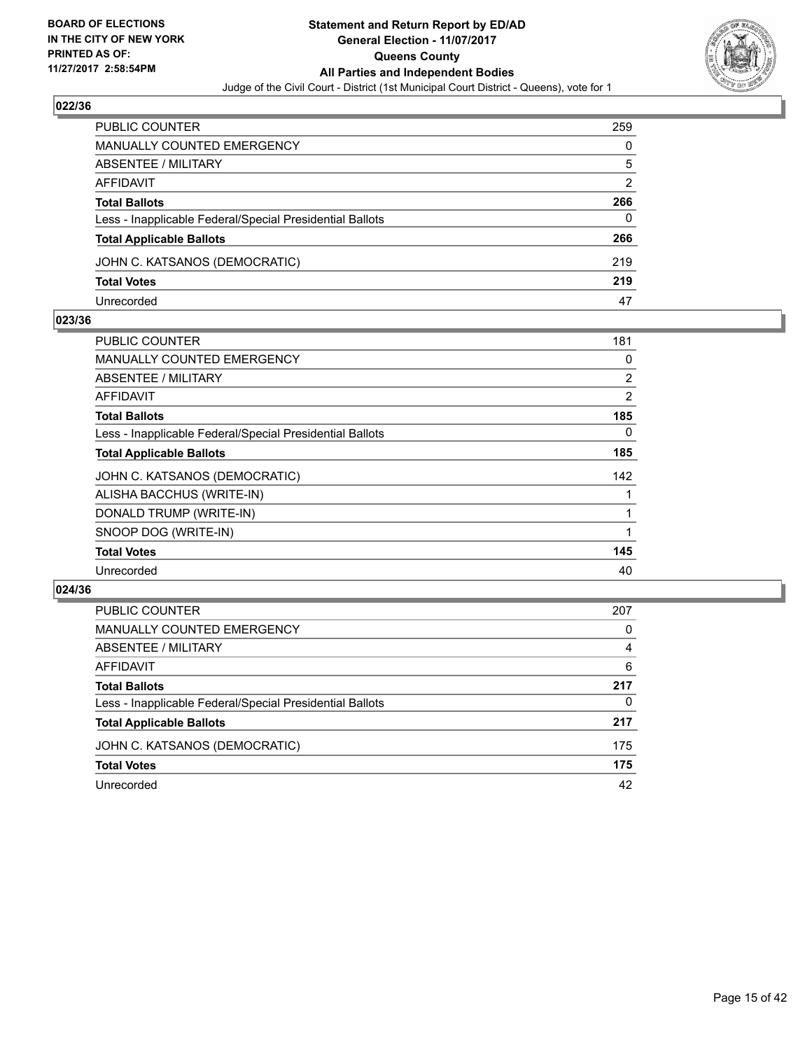**BOARD OF ELECTIONS IN THE CITY OF NEW YORK PRINTED AS OF: 11/27/2017 2:58:54PM**

# Statement and Return Report by ED/AD
## General Election - 11/07/2017
## Queens County
## All Parties and Independent Bodies

Judge of the Civil Court - District (1st Municipal Court District - Queens), vote for 1

### 022/36

| | |
|---|---|
| PUBLIC COUNTER | 259 |
| MANUALLY COUNTED EMERGENCY | 0 |
| ABSENTEE / MILITARY | 5 |
| AFFIDAVIT | 2 |
| **Total Ballots** | **266** |
| Less - Inapplicable Federal/Special Presidential Ballots | 0 |
| **Total Applicable Ballots** | **266** |
| JOHN C. KATSANOS (DEMOCRATIC) | 219 |
| **Total Votes** | **219** |
| Unrecorded | 47 |

### 023/36

| | |
|---|---|
| PUBLIC COUNTER | 181 |
| MANUALLY COUNTED EMERGENCY | 0 |
| ABSENTEE / MILITARY | 2 |
| AFFIDAVIT | 2 |
| **Total Ballots** | **185** |
| Less - Inapplicable Federal/Special Presidential Ballots | 0 |
| **Total Applicable Ballots** | **185** |
| JOHN C. KATSANOS (DEMOCRATIC) | 142 |
| ALISHA BACCHUS (WRITE-IN) | 1 |
| DONALD TRUMP (WRITE-IN) | 1 |
| SNOOP DOG (WRITE-IN) | 1 |
| **Total Votes** | **145** |
| Unrecorded | 40 |

### 024/36

| | |
|---|---|
| PUBLIC COUNTER | 207 |
| MANUALLY COUNTED EMERGENCY | 0 |
| ABSENTEE / MILITARY | 4 |
| AFFIDAVIT | 6 |
| **Total Ballots** | **217** |
| Less - Inapplicable Federal/Special Presidential Ballots | 0 |
| **Total Applicable Ballots** | **217** |
| JOHN C. KATSANOS (DEMOCRATIC) | 175 |
| **Total Votes** | **175** |
| Unrecorded | 42 |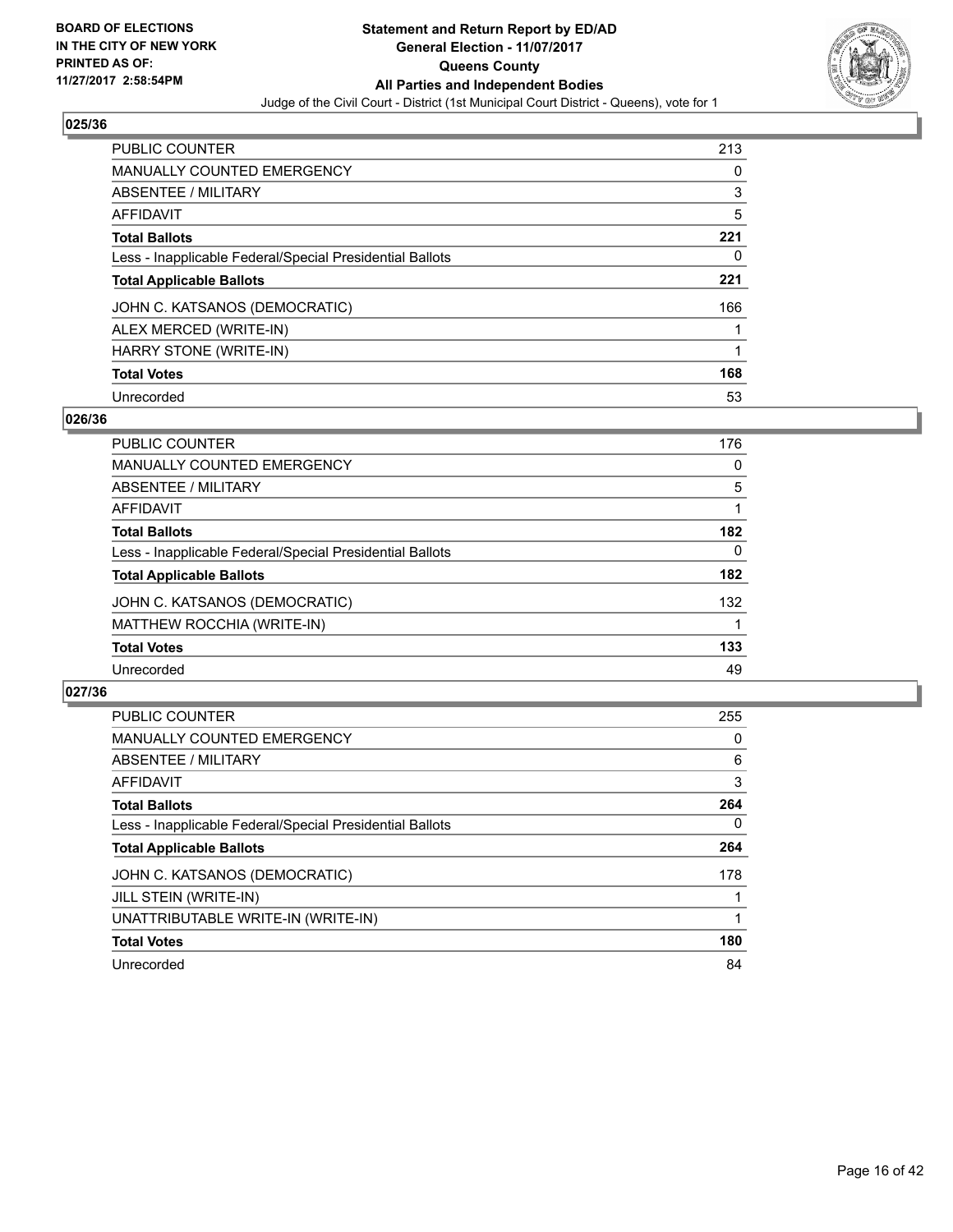**BOARD OF ELECTIONS IN THE CITY OF NEW YORK**
**PRINTED AS OF: 11/27/2017 2:58:54PM**

# Statement and Return Report by ED/AD
## General Election - 11/07/2017
## Queens County
## All Parties and Independent Bodies
Judge of the Civil Court - District (1st Municipal Court District - Queens), vote for 1

### 025/36

| | |
|---|---|
| PUBLIC COUNTER | 213 |
| MANUALLY COUNTED EMERGENCY | 0 |
| ABSENTEE / MILITARY | 3 |
| AFFIDAVIT | 5 |
| **Total Ballots** | **221** |
| Less - Inapplicable Federal/Special Presidential Ballots | 0 |
| **Total Applicable Ballots** | **221** |
| JOHN C. KATSANOS (DEMOCRATIC) | 166 |
| ALEX MERCED (WRITE-IN) | 1 |
| HARRY STONE (WRITE-IN) | 1 |
| **Total Votes** | **168** |
| Unrecorded | 53 |

### 026/36

| | |
|---|---|
| PUBLIC COUNTER | 176 |
| MANUALLY COUNTED EMERGENCY | 0 |
| ABSENTEE / MILITARY | 5 |
| AFFIDAVIT | 1 |
| **Total Ballots** | **182** |
| Less - Inapplicable Federal/Special Presidential Ballots | 0 |
| **Total Applicable Ballots** | **182** |
| JOHN C. KATSANOS (DEMOCRATIC) | 132 |
| MATTHEW ROCCHIA (WRITE-IN) | 1 |
| **Total Votes** | **133** |
| Unrecorded | 49 |

### 027/36

| | |
|---|---|
| PUBLIC COUNTER | 255 |
| MANUALLY COUNTED EMERGENCY | 0 |
| ABSENTEE / MILITARY | 6 |
| AFFIDAVIT | 3 |
| **Total Ballots** | **264** |
| Less - Inapplicable Federal/Special Presidential Ballots | 0 |
| **Total Applicable Ballots** | **264** |
| JOHN C. KATSANOS (DEMOCRATIC) | 178 |
| JILL STEIN (WRITE-IN) | 1 |
| UNATTRIBUTABLE WRITE-IN (WRITE-IN) | 1 |
| **Total Votes** | **180** |
| Unrecorded | 84 |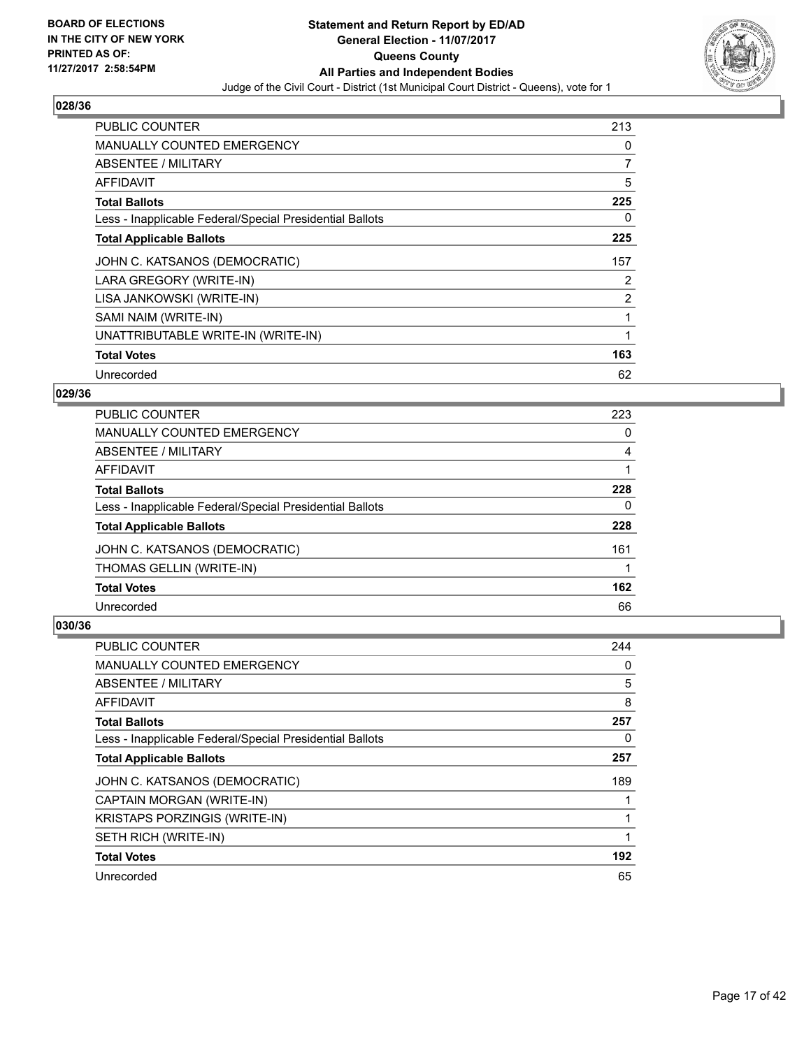BOARD OF ELECTIONS IN THE CITY OF NEW YORK PRINTED AS OF: 11/27/2017 2:58:54PM

**Statement and Return Report by ED/AD General Election - 11/07/2017 Queens County All Parties and Independent Bodies**

Judge of the Civil Court - District (1st Municipal Court District - Queens), vote for 1

### 028/36

| | |
|---|---|
| PUBLIC COUNTER | 213 |
| MANUALLY COUNTED EMERGENCY | 0 |
| ABSENTEE / MILITARY | 7 |
| AFFIDAVIT | 5 |
| **Total Ballots** | **225** |
| Less - Inapplicable Federal/Special Presidential Ballots | 0 |
| **Total Applicable Ballots** | **225** |
| JOHN C. KATSANOS (DEMOCRATIC) | 157 |
| LARA GREGORY (WRITE-IN) | 2 |
| LISA JANKOWSKI (WRITE-IN) | 2 |
| SAMI NAIM (WRITE-IN) | 1 |
| UNATTRIBUTABLE WRITE-IN (WRITE-IN) | 1 |
| **Total Votes** | **163** |
| Unrecorded | 62 |

### 029/36

| | |
|---|---|
| PUBLIC COUNTER | 223 |
| MANUALLY COUNTED EMERGENCY | 0 |
| ABSENTEE / MILITARY | 4 |
| AFFIDAVIT | 1 |
| **Total Ballots** | **228** |
| Less - Inapplicable Federal/Special Presidential Ballots | 0 |
| **Total Applicable Ballots** | **228** |
| JOHN C. KATSANOS (DEMOCRATIC) | 161 |
| THOMAS GELLIN (WRITE-IN) | 1 |
| **Total Votes** | **162** |
| Unrecorded | 66 |

### 030/36

| | |
|---|---|
| PUBLIC COUNTER | 244 |
| MANUALLY COUNTED EMERGENCY | 0 |
| ABSENTEE / MILITARY | 5 |
| AFFIDAVIT | 8 |
| **Total Ballots** | **257** |
| Less - Inapplicable Federal/Special Presidential Ballots | 0 |
| **Total Applicable Ballots** | **257** |
| JOHN C. KATSANOS (DEMOCRATIC) | 189 |
| CAPTAIN MORGAN (WRITE-IN) | 1 |
| KRISTAPS PORZINGIS (WRITE-IN) | 1 |
| SETH RICH (WRITE-IN) | 1 |
| **Total Votes** | **192** |
| Unrecorded | 65 |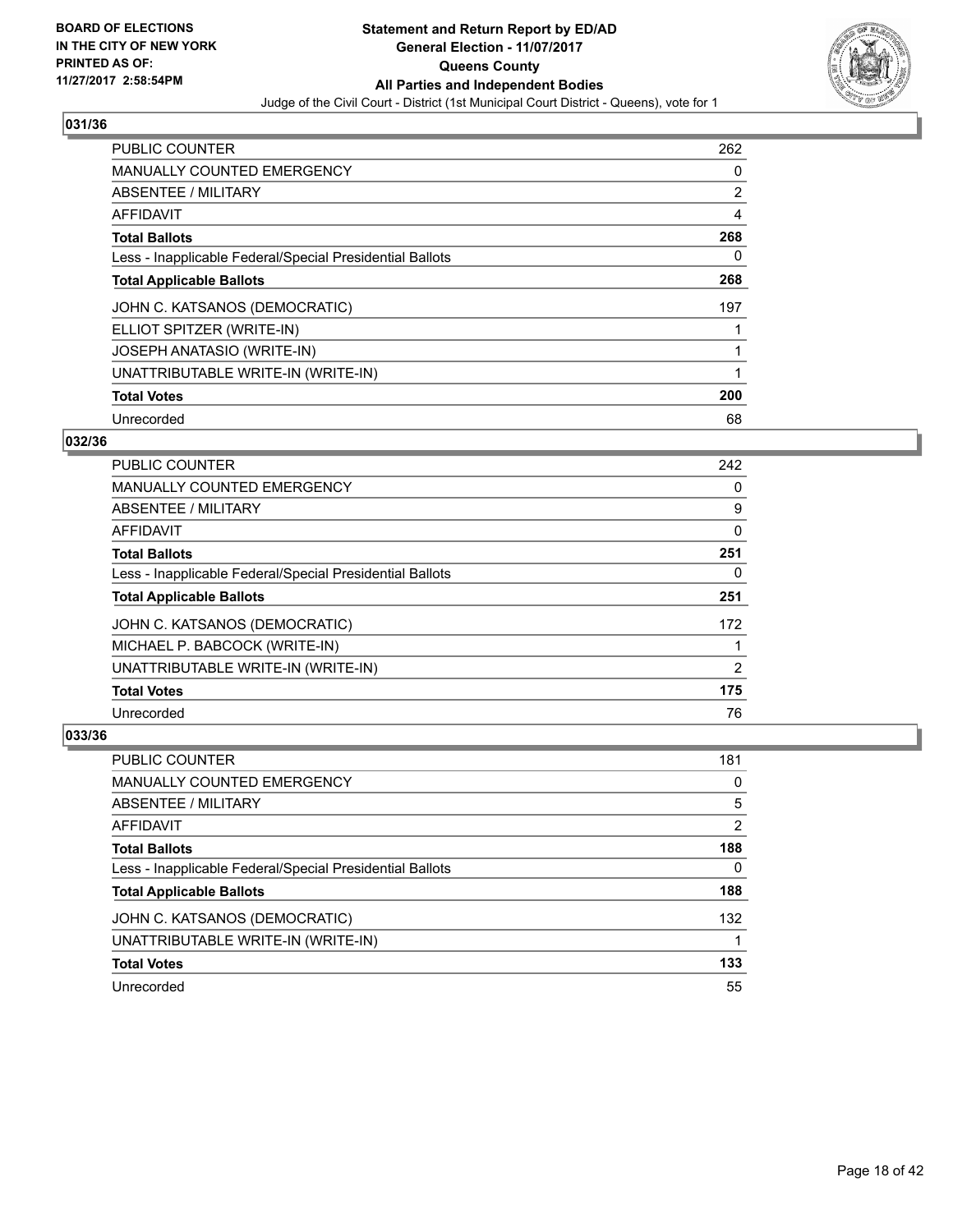**BOARD OF ELECTIONS IN THE CITY OF NEW YORK PRINTED AS OF: 11/27/2017 2:58:54PM**

**Statement and Return Report by ED/AD General Election - 11/07/2017 Queens County All Parties and Independent Bodies**

Judge of the Civil Court - District (1st Municipal Court District - Queens), vote for 1

### 031/36

| | |
|---|---|
| PUBLIC COUNTER | 262 |
| MANUALLY COUNTED EMERGENCY | 0 |
| ABSENTEE / MILITARY | 2 |
| AFFIDAVIT | 4 |
| **Total Ballots** | **268** |
| Less - Inapplicable Federal/Special Presidential Ballots | 0 |
| **Total Applicable Ballots** | **268** |
| JOHN C. KATSANOS (DEMOCRATIC) | 197 |
| ELLIOT SPITZER (WRITE-IN) | 1 |
| JOSEPH ANATASIO (WRITE-IN) | 1 |
| UNATTRIBUTABLE WRITE-IN (WRITE-IN) | 1 |
| **Total Votes** | **200** |
| Unrecorded | 68 |

### 032/36

| | |
|---|---|
| PUBLIC COUNTER | 242 |
| MANUALLY COUNTED EMERGENCY | 0 |
| ABSENTEE / MILITARY | 9 |
| AFFIDAVIT | 0 |
| **Total Ballots** | **251** |
| Less - Inapplicable Federal/Special Presidential Ballots | 0 |
| **Total Applicable Ballots** | **251** |
| JOHN C. KATSANOS (DEMOCRATIC) | 172 |
| MICHAEL P. BABCOCK (WRITE-IN) | 1 |
| UNATTRIBUTABLE WRITE-IN (WRITE-IN) | 2 |
| **Total Votes** | **175** |
| Unrecorded | 76 |

### 033/36

| | |
|---|---|
| PUBLIC COUNTER | 181 |
| MANUALLY COUNTED EMERGENCY | 0 |
| ABSENTEE / MILITARY | 5 |
| AFFIDAVIT | 2 |
| **Total Ballots** | **188** |
| Less - Inapplicable Federal/Special Presidential Ballots | 0 |
| **Total Applicable Ballots** | **188** |
| JOHN C. KATSANOS (DEMOCRATIC) | 132 |
| UNATTRIBUTABLE WRITE-IN (WRITE-IN) | 1 |
| **Total Votes** | **133** |
| Unrecorded | 55 |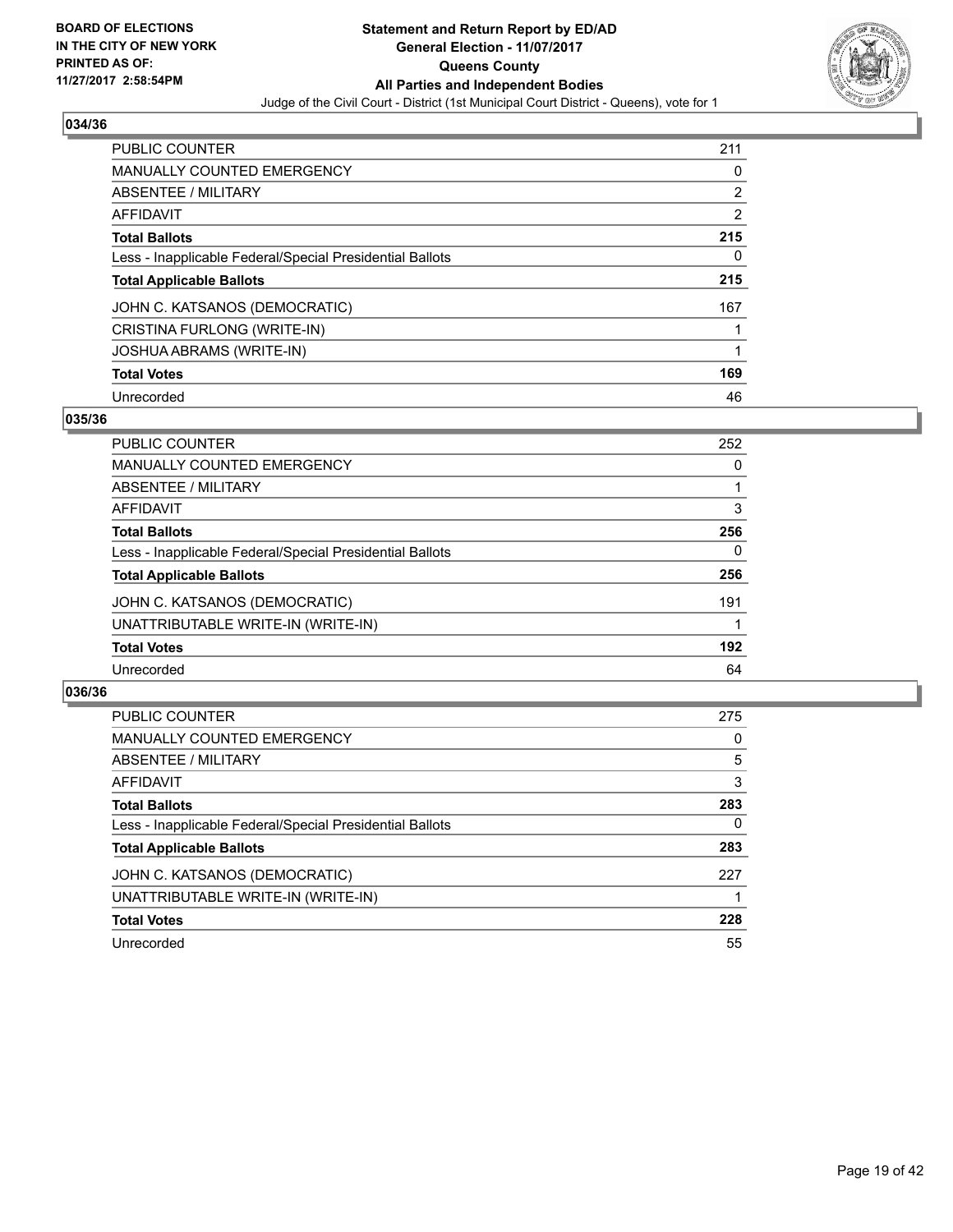BOARD OF ELECTIONS
IN THE CITY OF NEW YORK
PRINTED AS OF:
11/27/2017 2:58:54PM

**Statement and Return Report by ED/AD**
**General Election - 11/07/2017**
**Queens County**
**All Parties and Independent Bodies**
Judge of the Civil Court - District (1st Municipal Court District - Queens), vote for 1

## 034/36

| | |
|---|---|
| PUBLIC COUNTER | 211 |
| MANUALLY COUNTED EMERGENCY | 0 |
| ABSENTEE / MILITARY | 2 |
| AFFIDAVIT | 2 |
| **Total Ballots** | **215** |
| Less - Inapplicable Federal/Special Presidential Ballots | 0 |
| **Total Applicable Ballots** | **215** |
| JOHN C. KATSANOS (DEMOCRATIC) | 167 |
| CRISTINA FURLONG (WRITE-IN) | 1 |
| JOSHUA ABRAMS (WRITE-IN) | 1 |
| **Total Votes** | **169** |
| Unrecorded | 46 |

## 035/36

| | |
|---|---|
| PUBLIC COUNTER | 252 |
| MANUALLY COUNTED EMERGENCY | 0 |
| ABSENTEE / MILITARY | 1 |
| AFFIDAVIT | 3 |
| **Total Ballots** | **256** |
| Less - Inapplicable Federal/Special Presidential Ballots | 0 |
| **Total Applicable Ballots** | **256** |
| JOHN C. KATSANOS (DEMOCRATIC) | 191 |
| UNATTRIBUTABLE WRITE-IN (WRITE-IN) | 1 |
| **Total Votes** | **192** |
| Unrecorded | 64 |

## 036/36

| | |
|---|---|
| PUBLIC COUNTER | 275 |
| MANUALLY COUNTED EMERGENCY | 0 |
| ABSENTEE / MILITARY | 5 |
| AFFIDAVIT | 3 |
| **Total Ballots** | **283** |
| Less - Inapplicable Federal/Special Presidential Ballots | 0 |
| **Total Applicable Ballots** | **283** |
| JOHN C. KATSANOS (DEMOCRATIC) | 227 |
| UNATTRIBUTABLE WRITE-IN (WRITE-IN) | 1 |
| **Total Votes** | **228** |
| Unrecorded | 55 |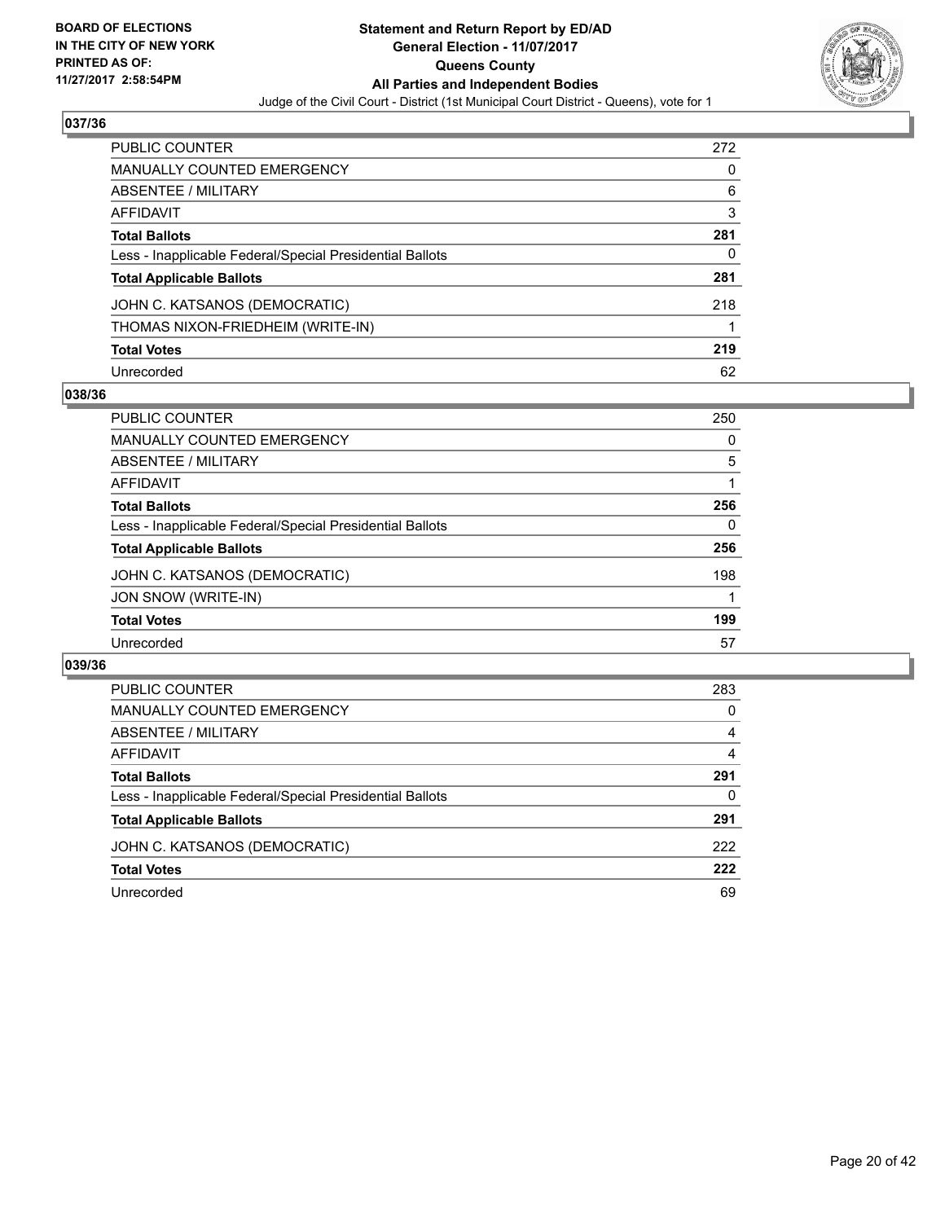BOARD OF ELECTIONS
IN THE CITY OF NEW YORK
PRINTED AS OF:
11/27/2017 2:58:54PM

**Statement and Return Report by ED/AD**
**General Election - 11/07/2017**
**Queens County**
**All Parties and Independent Bodies**
Judge of the Civil Court - District (1st Municipal Court District - Queens), vote for 1

## 037/36

| | |
|---|---|
| PUBLIC COUNTER | 272 |
| MANUALLY COUNTED EMERGENCY | 0 |
| ABSENTEE / MILITARY | 6 |
| AFFIDAVIT | 3 |
| **Total Ballots** | **281** |
| Less - Inapplicable Federal/Special Presidential Ballots | 0 |
| **Total Applicable Ballots** | **281** |
| JOHN C. KATSANOS (DEMOCRATIC) | 218 |
| THOMAS NIXON-FRIEDHEIM (WRITE-IN) | 1 |
| **Total Votes** | **219** |
| Unrecorded | 62 |

## 038/36

| | |
|---|---|
| PUBLIC COUNTER | 250 |
| MANUALLY COUNTED EMERGENCY | 0 |
| ABSENTEE / MILITARY | 5 |
| AFFIDAVIT | 1 |
| **Total Ballots** | **256** |
| Less - Inapplicable Federal/Special Presidential Ballots | 0 |
| **Total Applicable Ballots** | **256** |
| JOHN C. KATSANOS (DEMOCRATIC) | 198 |
| JON SNOW (WRITE-IN) | 1 |
| **Total Votes** | **199** |
| Unrecorded | 57 |

## 039/36

| | |
|---|---|
| PUBLIC COUNTER | 283 |
| MANUALLY COUNTED EMERGENCY | 0 |
| ABSENTEE / MILITARY | 4 |
| AFFIDAVIT | 4 |
| **Total Ballots** | **291** |
| Less - Inapplicable Federal/Special Presidential Ballots | 0 |
| **Total Applicable Ballots** | **291** |
| JOHN C. KATSANOS (DEMOCRATIC) | 222 |
| **Total Votes** | **222** |
| Unrecorded | 69 |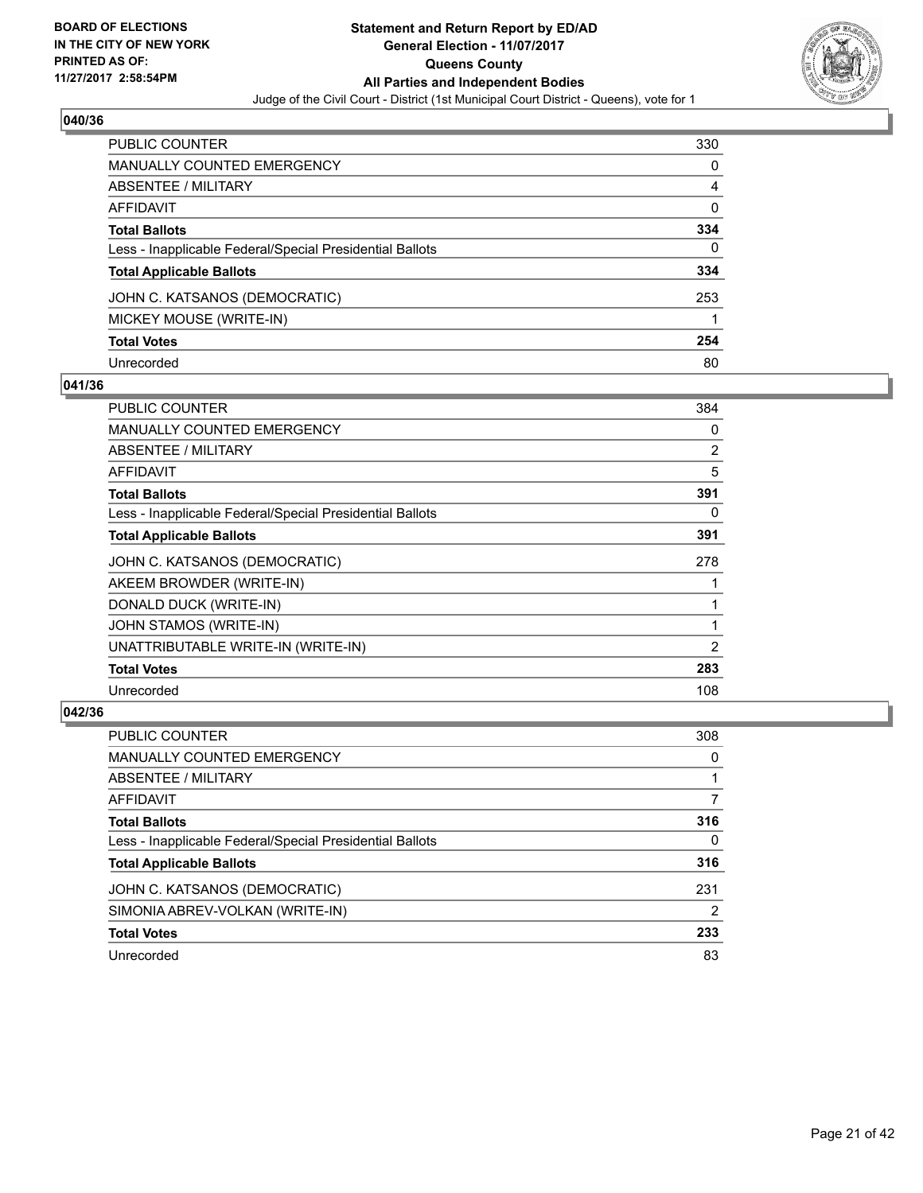**BOARD OF ELECTIONS IN THE CITY OF NEW YORK PRINTED AS OF: 11/27/2017 2:58:54PM**

# Statement and Return Report by ED/AD
## General Election - 11/07/2017
## Queens County
## All Parties and Independent Bodies
Judge of the Civil Court - District (1st Municipal Court District - Queens), vote for 1

### 040/36

| | |
|---|---|
| PUBLIC COUNTER | 330 |
| MANUALLY COUNTED EMERGENCY | 0 |
| ABSENTEE / MILITARY | 4 |
| AFFIDAVIT | 0 |
| **Total Ballots** | **334** |
| Less - Inapplicable Federal/Special Presidential Ballots | 0 |
| **Total Applicable Ballots** | **334** |
| JOHN C. KATSANOS (DEMOCRATIC) | 253 |
| MICKEY MOUSE (WRITE-IN) | 1 |
| **Total Votes** | **254** |
| Unrecorded | 80 |

### 041/36

| | |
|---|---|
| PUBLIC COUNTER | 384 |
| MANUALLY COUNTED EMERGENCY | 0 |
| ABSENTEE / MILITARY | 2 |
| AFFIDAVIT | 5 |
| **Total Ballots** | **391** |
| Less - Inapplicable Federal/Special Presidential Ballots | 0 |
| **Total Applicable Ballots** | **391** |
| JOHN C. KATSANOS (DEMOCRATIC) | 278 |
| AKEEM BROWDER (WRITE-IN) | 1 |
| DONALD DUCK (WRITE-IN) | 1 |
| JOHN STAMOS (WRITE-IN) | 1 |
| UNATTRIBUTABLE WRITE-IN (WRITE-IN) | 2 |
| **Total Votes** | **283** |
| Unrecorded | 108 |

### 042/36

| | |
|---|---|
| PUBLIC COUNTER | 308 |
| MANUALLY COUNTED EMERGENCY | 0 |
| ABSENTEE / MILITARY | 1 |
| AFFIDAVIT | 7 |
| **Total Ballots** | **316** |
| Less - Inapplicable Federal/Special Presidential Ballots | 0 |
| **Total Applicable Ballots** | **316** |
| JOHN C. KATSANOS (DEMOCRATIC) | 231 |
| SIMONIA ABREV-VOLKAN (WRITE-IN) | 2 |
| **Total Votes** | **233** |
| Unrecorded | 83 |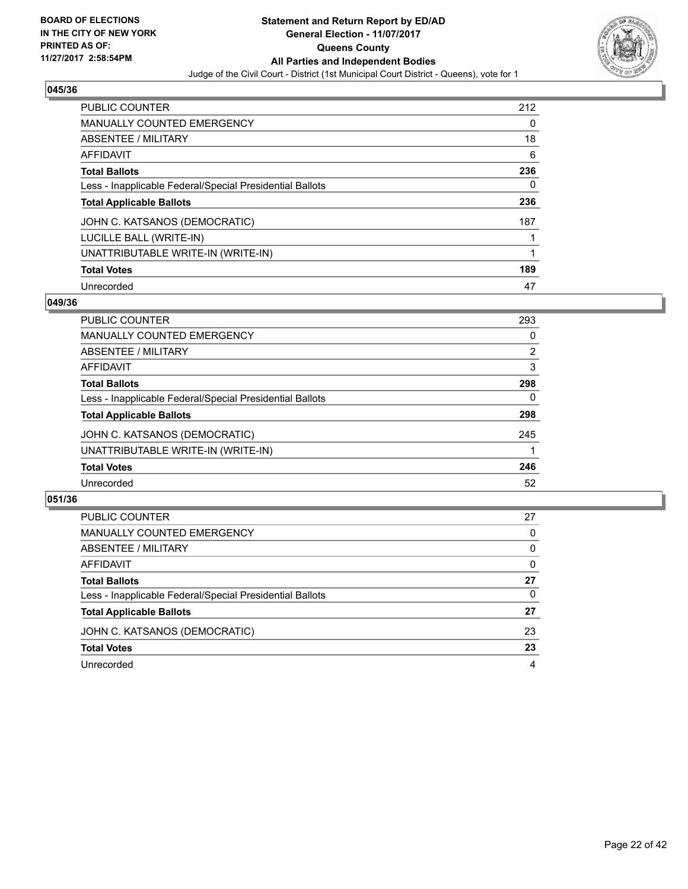BOARD OF ELECTIONS
IN THE CITY OF NEW YORK
PRINTED AS OF:
11/27/2017 2:58:54PM

**Statement and Return Report by ED/AD**
**General Election - 11/07/2017**
**Queens County**
**All Parties and Independent Bodies**
Judge of the Civil Court - District (1st Municipal Court District - Queens), vote for 1

### 045/36

| | |
|---|---|
| PUBLIC COUNTER | 212 |
| MANUALLY COUNTED EMERGENCY | 0 |
| ABSENTEE / MILITARY | 18 |
| AFFIDAVIT | 6 |
| **Total Ballots** | **236** |
| Less - Inapplicable Federal/Special Presidential Ballots | 0 |
| **Total Applicable Ballots** | **236** |
| JOHN C. KATSANOS (DEMOCRATIC) | 187 |
| LUCILLE BALL (WRITE-IN) | 1 |
| UNATTRIBUTABLE WRITE-IN (WRITE-IN) | 1 |
| **Total Votes** | **189** |
| Unrecorded | 47 |

### 049/36

| | |
|---|---|
| PUBLIC COUNTER | 293 |
| MANUALLY COUNTED EMERGENCY | 0 |
| ABSENTEE / MILITARY | 2 |
| AFFIDAVIT | 3 |
| **Total Ballots** | **298** |
| Less - Inapplicable Federal/Special Presidential Ballots | 0 |
| **Total Applicable Ballots** | **298** |
| JOHN C. KATSANOS (DEMOCRATIC) | 245 |
| UNATTRIBUTABLE WRITE-IN (WRITE-IN) | 1 |
| **Total Votes** | **246** |
| Unrecorded | 52 |

### 051/36

| | |
|---|---|
| PUBLIC COUNTER | 27 |
| MANUALLY COUNTED EMERGENCY | 0 |
| ABSENTEE / MILITARY | 0 |
| AFFIDAVIT | 0 |
| **Total Ballots** | **27** |
| Less - Inapplicable Federal/Special Presidential Ballots | 0 |
| **Total Applicable Ballots** | **27** |
| JOHN C. KATSANOS (DEMOCRATIC) | 23 |
| **Total Votes** | **23** |
| Unrecorded | 4 |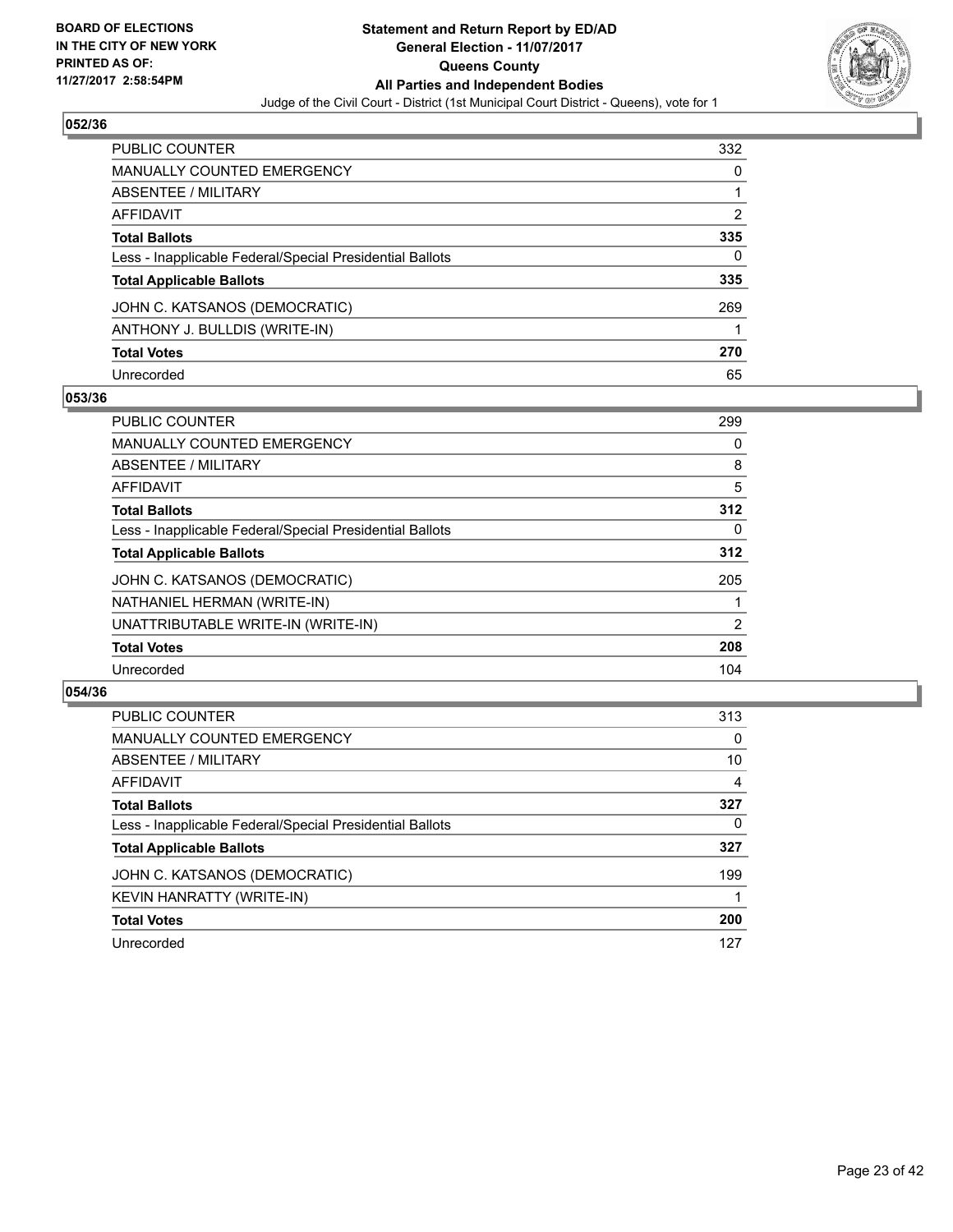BOARD OF ELECTIONS
IN THE CITY OF NEW YORK
PRINTED AS OF:
11/27/2017 2:58:54PM

# Statement and Return Report by ED/AD
## General Election - 11/07/2017
## Queens County
## All Parties and Independent Bodies
Judge of the Civil Court - District (1st Municipal Court District - Queens), vote for 1

### 052/36

| | |
|---|---|
| PUBLIC COUNTER | 332 |
| MANUALLY COUNTED EMERGENCY | 0 |
| ABSENTEE / MILITARY | 1 |
| AFFIDAVIT | 2 |
| **Total Ballots** | **335** |
| Less - Inapplicable Federal/Special Presidential Ballots | 0 |
| **Total Applicable Ballots** | **335** |
| JOHN C. KATSANOS (DEMOCRATIC) | 269 |
| ANTHONY J. BULLDIS (WRITE-IN) | 1 |
| **Total Votes** | **270** |
| Unrecorded | 65 |

### 053/36

| | |
|---|---|
| PUBLIC COUNTER | 299 |
| MANUALLY COUNTED EMERGENCY | 0 |
| ABSENTEE / MILITARY | 8 |
| AFFIDAVIT | 5 |
| **Total Ballots** | **312** |
| Less - Inapplicable Federal/Special Presidential Ballots | 0 |
| **Total Applicable Ballots** | **312** |
| JOHN C. KATSANOS (DEMOCRATIC) | 205 |
| NATHANIEL HERMAN (WRITE-IN) | 1 |
| UNATTRIBUTABLE WRITE-IN (WRITE-IN) | 2 |
| **Total Votes** | **208** |
| Unrecorded | 104 |

### 054/36

| | |
|---|---|
| PUBLIC COUNTER | 313 |
| MANUALLY COUNTED EMERGENCY | 0 |
| ABSENTEE / MILITARY | 10 |
| AFFIDAVIT | 4 |
| **Total Ballots** | **327** |
| Less - Inapplicable Federal/Special Presidential Ballots | 0 |
| **Total Applicable Ballots** | **327** |
| JOHN C. KATSANOS (DEMOCRATIC) | 199 |
| KEVIN HANRATTY (WRITE-IN) | 1 |
| **Total Votes** | **200** |
| Unrecorded | 127 |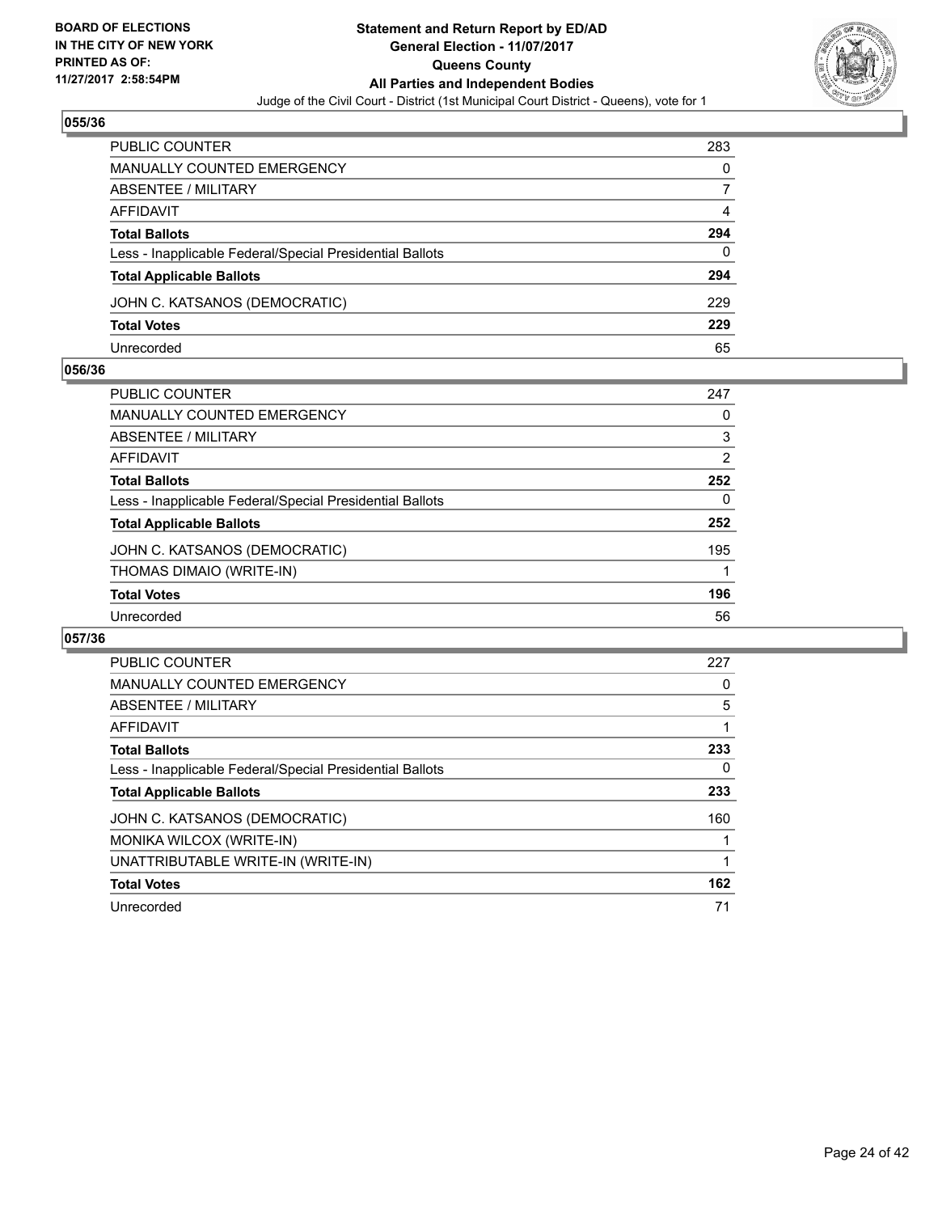## 055/36

| | |
|---|---|
| PUBLIC COUNTER | 283 |
| MANUALLY COUNTED EMERGENCY | 0 |
| ABSENTEE / MILITARY | 7 |
| AFFIDAVIT | 4 |
| **Total Ballots** | **294** |
| Less - Inapplicable Federal/Special Presidential Ballots | 0 |
| **Total Applicable Ballots** | **294** |
| JOHN C. KATSANOS (DEMOCRATIC) | 229 |
| **Total Votes** | **229** |
| Unrecorded | 65 |

## 056/36

| | |
|---|---|
| PUBLIC COUNTER | 247 |
| MANUALLY COUNTED EMERGENCY | 0 |
| ABSENTEE / MILITARY | 3 |
| AFFIDAVIT | 2 |
| **Total Ballots** | **252** |
| Less - Inapplicable Federal/Special Presidential Ballots | 0 |
| **Total Applicable Ballots** | **252** |
| JOHN C. KATSANOS (DEMOCRATIC) | 195 |
| THOMAS DIMAIO (WRITE-IN) | 1 |
| **Total Votes** | **196** |
| Unrecorded | 56 |

## 057/36

| | |
|---|---|
| PUBLIC COUNTER | 227 |
| MANUALLY COUNTED EMERGENCY | 0 |
| ABSENTEE / MILITARY | 5 |
| AFFIDAVIT | 1 |
| **Total Ballots** | **233** |
| Less - Inapplicable Federal/Special Presidential Ballots | 0 |
| **Total Applicable Ballots** | **233** |
| JOHN C. KATSANOS (DEMOCRATIC) | 160 |
| MONIKA WILCOX (WRITE-IN) | 1 |
| UNATTRIBUTABLE WRITE-IN (WRITE-IN) | 1 |
| **Total Votes** | **162** |
| Unrecorded | 71 |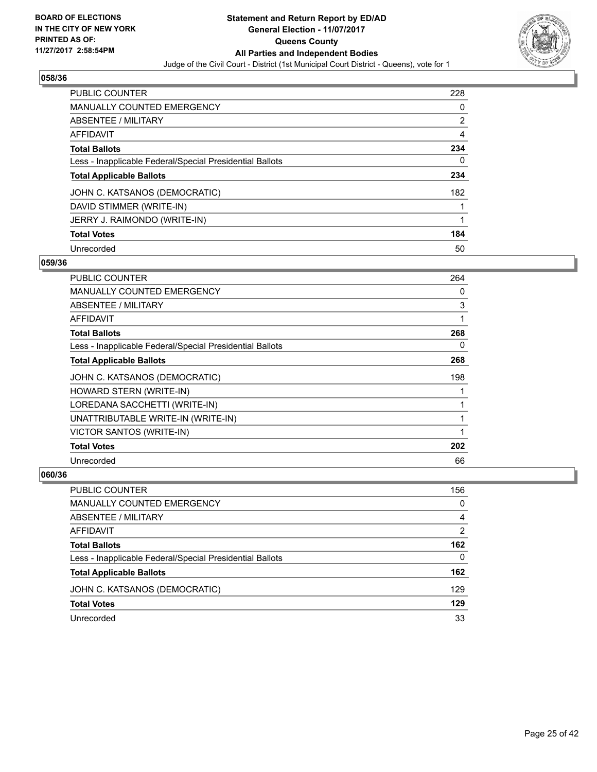## 058/36

| | |
|---|---|
| PUBLIC COUNTER | 228 |
| MANUALLY COUNTED EMERGENCY | 0 |
| ABSENTEE / MILITARY | 2 |
| AFFIDAVIT | 4 |
| **Total Ballots** | **234** |
| Less - Inapplicable Federal/Special Presidential Ballots | 0 |
| **Total Applicable Ballots** | **234** |
| JOHN C. KATSANOS (DEMOCRATIC) | 182 |
| DAVID STIMMER (WRITE-IN) | 1 |
| JERRY J. RAIMONDO (WRITE-IN) | 1 |
| **Total Votes** | **184** |
| Unrecorded | 50 |

## 059/36

| | |
|---|---|
| PUBLIC COUNTER | 264 |
| MANUALLY COUNTED EMERGENCY | 0 |
| ABSENTEE / MILITARY | 3 |
| AFFIDAVIT | 1 |
| **Total Ballots** | **268** |
| Less - Inapplicable Federal/Special Presidential Ballots | 0 |
| **Total Applicable Ballots** | **268** |
| JOHN C. KATSANOS (DEMOCRATIC) | 198 |
| HOWARD STERN (WRITE-IN) | 1 |
| LOREDANA SACCHETTI (WRITE-IN) | 1 |
| UNATTRIBUTABLE WRITE-IN (WRITE-IN) | 1 |
| VICTOR SANTOS (WRITE-IN) | 1 |
| **Total Votes** | **202** |
| Unrecorded | 66 |

## 060/36

| | |
|---|---|
| PUBLIC COUNTER | 156 |
| MANUALLY COUNTED EMERGENCY | 0 |
| ABSENTEE / MILITARY | 4 |
| AFFIDAVIT | 2 |
| **Total Ballots** | **162** |
| Less - Inapplicable Federal/Special Presidential Ballots | 0 |
| **Total Applicable Ballots** | **162** |
| JOHN C. KATSANOS (DEMOCRATIC) | 129 |
| **Total Votes** | **129** |
| Unrecorded | 33 |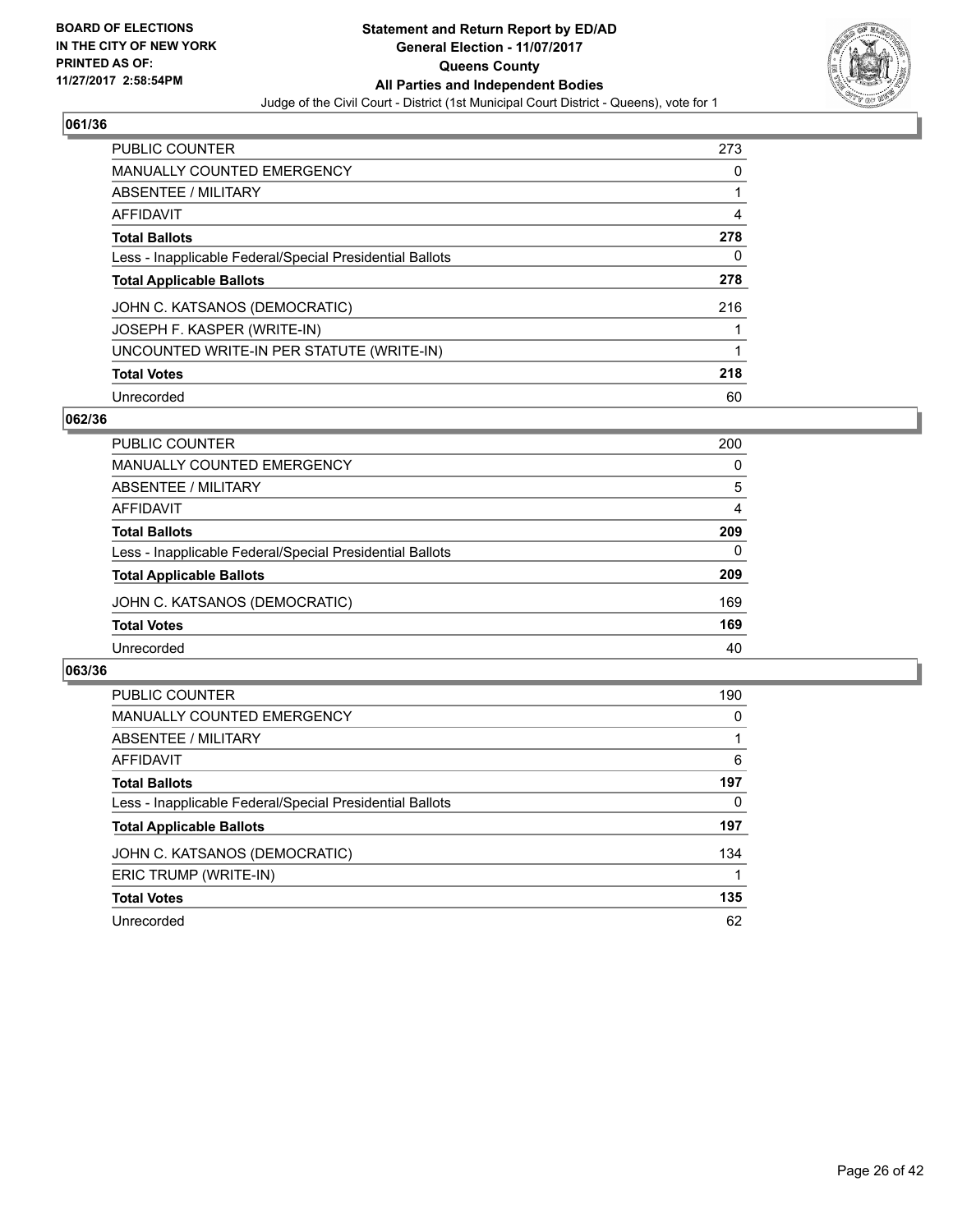**BOARD OF ELECTIONS IN THE CITY OF NEW YORK PRINTED AS OF: 11/27/2017 2:58:54PM**

# Statement and Return Report by ED/AD
## General Election - 11/07/2017
## Queens County
## All Parties and Independent Bodies
Judge of the Civil Court - District (1st Municipal Court District - Queens), vote for 1

### 061/36

| | |
|---|---|
| PUBLIC COUNTER | 273 |
| MANUALLY COUNTED EMERGENCY | 0 |
| ABSENTEE / MILITARY | 1 |
| AFFIDAVIT | 4 |
| **Total Ballots** | **278** |
| Less - Inapplicable Federal/Special Presidential Ballots | 0 |
| **Total Applicable Ballots** | **278** |
| JOHN C. KATSANOS (DEMOCRATIC) | 216 |
| JOSEPH F. KASPER (WRITE-IN) | 1 |
| UNCOUNTED WRITE-IN PER STATUTE (WRITE-IN) | 1 |
| **Total Votes** | **218** |
| Unrecorded | 60 |

### 062/36

| | |
|---|---|
| PUBLIC COUNTER | 200 |
| MANUALLY COUNTED EMERGENCY | 0 |
| ABSENTEE / MILITARY | 5 |
| AFFIDAVIT | 4 |
| **Total Ballots** | **209** |
| Less - Inapplicable Federal/Special Presidential Ballots | 0 |
| **Total Applicable Ballots** | **209** |
| JOHN C. KATSANOS (DEMOCRATIC) | 169 |
| **Total Votes** | **169** |
| Unrecorded | 40 |

### 063/36

| | |
|---|---|
| PUBLIC COUNTER | 190 |
| MANUALLY COUNTED EMERGENCY | 0 |
| ABSENTEE / MILITARY | 1 |
| AFFIDAVIT | 6 |
| **Total Ballots** | **197** |
| Less - Inapplicable Federal/Special Presidential Ballots | 0 |
| **Total Applicable Ballots** | **197** |
| JOHN C. KATSANOS (DEMOCRATIC) | 134 |
| ERIC TRUMP (WRITE-IN) | 1 |
| **Total Votes** | **135** |
| Unrecorded | 62 |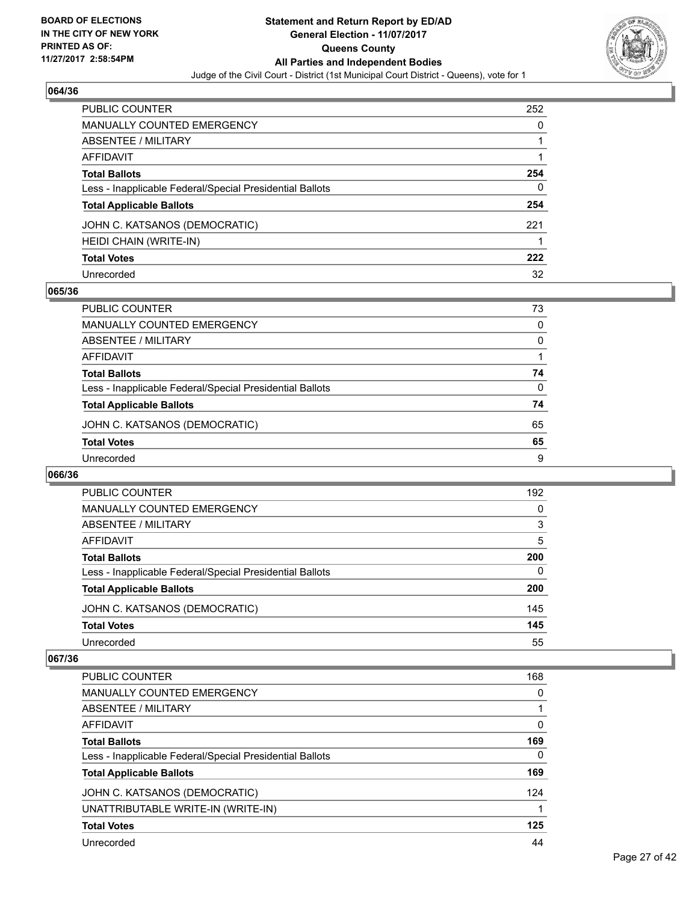## 064/36

| | |
|---|---|
| PUBLIC COUNTER | 252 |
| MANUALLY COUNTED EMERGENCY | 0 |
| ABSENTEE / MILITARY | 1 |
| AFFIDAVIT | 1 |
| **Total Ballots** | **254** |
| Less - Inapplicable Federal/Special Presidential Ballots | 0 |
| **Total Applicable Ballots** | **254** |
| JOHN C. KATSANOS (DEMOCRATIC) | 221 |
| HEIDI CHAIN (WRITE-IN) | 1 |
| **Total Votes** | **222** |
| Unrecorded | 32 |

## 065/36

| | |
|---|---|
| PUBLIC COUNTER | 73 |
| MANUALLY COUNTED EMERGENCY | 0 |
| ABSENTEE / MILITARY | 0 |
| AFFIDAVIT | 1 |
| **Total Ballots** | **74** |
| Less - Inapplicable Federal/Special Presidential Ballots | 0 |
| **Total Applicable Ballots** | **74** |
| JOHN C. KATSANOS (DEMOCRATIC) | 65 |
| **Total Votes** | **65** |
| Unrecorded | 9 |

## 066/36

| | |
|---|---|
| PUBLIC COUNTER | 192 |
| MANUALLY COUNTED EMERGENCY | 0 |
| ABSENTEE / MILITARY | 3 |
| AFFIDAVIT | 5 |
| **Total Ballots** | **200** |
| Less - Inapplicable Federal/Special Presidential Ballots | 0 |
| **Total Applicable Ballots** | **200** |
| JOHN C. KATSANOS (DEMOCRATIC) | 145 |
| **Total Votes** | **145** |
| Unrecorded | 55 |

## 067/36

| | |
|---|---|
| PUBLIC COUNTER | 168 |
| MANUALLY COUNTED EMERGENCY | 0 |
| ABSENTEE / MILITARY | 1 |
| AFFIDAVIT | 0 |
| **Total Ballots** | **169** |
| Less - Inapplicable Federal/Special Presidential Ballots | 0 |
| **Total Applicable Ballots** | **169** |
| JOHN C. KATSANOS (DEMOCRATIC) | 124 |
| UNATTRIBUTABLE WRITE-IN (WRITE-IN) | 1 |
| **Total Votes** | **125** |
| Unrecorded | 44 |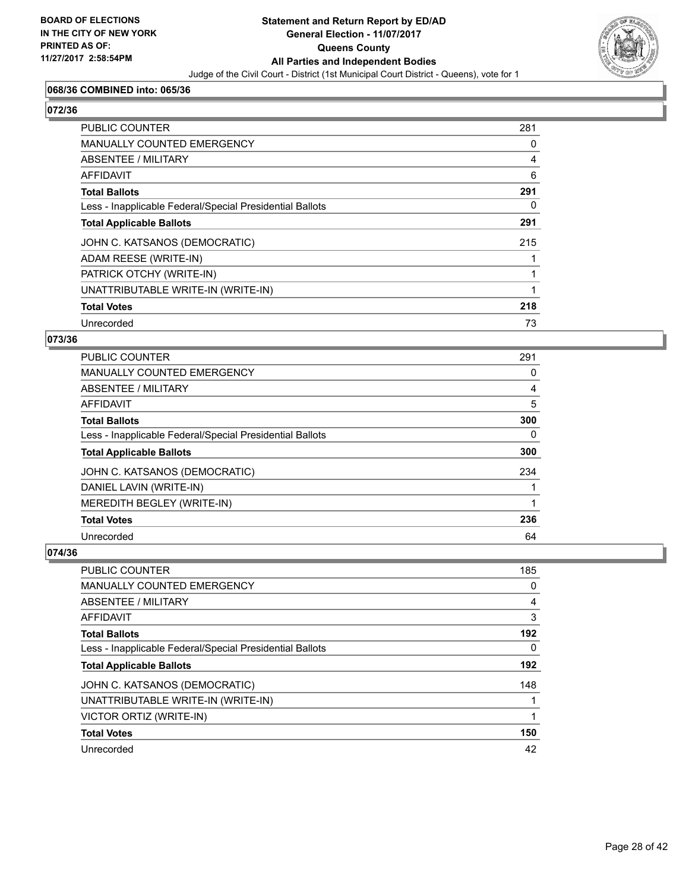### 068/36 COMBINED into: 065/36

### 072/36

| | |
|---|---|
| PUBLIC COUNTER | 281 |
| MANUALLY COUNTED EMERGENCY | 0 |
| ABSENTEE / MILITARY | 4 |
| AFFIDAVIT | 6 |
| **Total Ballots** | **291** |
| Less - Inapplicable Federal/Special Presidential Ballots | 0 |
| **Total Applicable Ballots** | **291** |
| JOHN C. KATSANOS (DEMOCRATIC) | 215 |
| ADAM REESE (WRITE-IN) | 1 |
| PATRICK OTCHY (WRITE-IN) | 1 |
| UNATTRIBUTABLE WRITE-IN (WRITE-IN) | 1 |
| **Total Votes** | **218** |
| Unrecorded | 73 |

### 073/36

| | |
|---|---|
| PUBLIC COUNTER | 291 |
| MANUALLY COUNTED EMERGENCY | 0 |
| ABSENTEE / MILITARY | 4 |
| AFFIDAVIT | 5 |
| **Total Ballots** | **300** |
| Less - Inapplicable Federal/Special Presidential Ballots | 0 |
| **Total Applicable Ballots** | **300** |
| JOHN C. KATSANOS (DEMOCRATIC) | 234 |
| DANIEL LAVIN (WRITE-IN) | 1 |
| MEREDITH BEGLEY (WRITE-IN) | 1 |
| **Total Votes** | **236** |
| Unrecorded | 64 |

### 074/36

| | |
|---|---|
| PUBLIC COUNTER | 185 |
| MANUALLY COUNTED EMERGENCY | 0 |
| ABSENTEE / MILITARY | 4 |
| AFFIDAVIT | 3 |
| **Total Ballots** | **192** |
| Less - Inapplicable Federal/Special Presidential Ballots | 0 |
| **Total Applicable Ballots** | **192** |
| JOHN C. KATSANOS (DEMOCRATIC) | 148 |
| UNATTRIBUTABLE WRITE-IN (WRITE-IN) | 1 |
| VICTOR ORTIZ (WRITE-IN) | 1 |
| **Total Votes** | **150** |
| Unrecorded | 42 |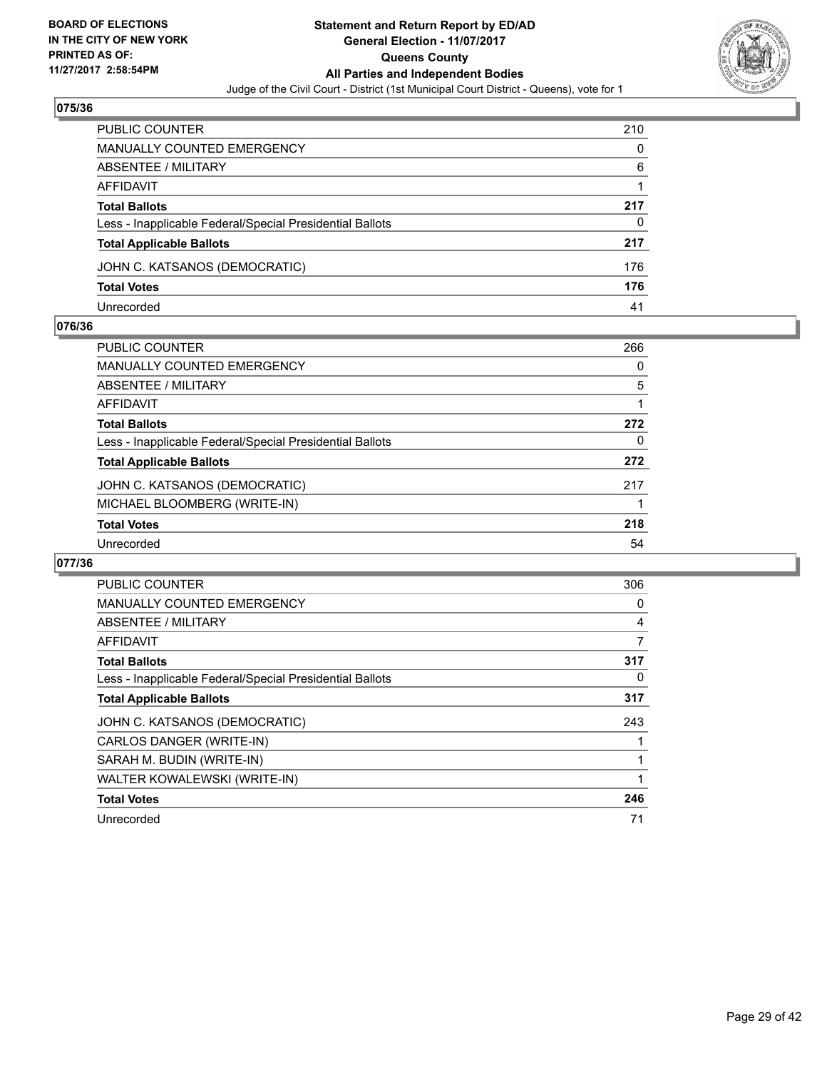**BOARD OF ELECTIONS IN THE CITY OF NEW YORK PRINTED AS OF: 11/27/2017 2:58:54PM**

# Statement and Return Report by ED/AD
## General Election - 11/07/2017
## Queens County
## All Parties and Independent Bodies
Judge of the Civil Court - District (1st Municipal Court District - Queens), vote for 1

### 075/36

| | |
|---|---|
| PUBLIC COUNTER | 210 |
| MANUALLY COUNTED EMERGENCY | 0 |
| ABSENTEE / MILITARY | 6 |
| AFFIDAVIT | 1 |
| **Total Ballots** | **217** |
| Less - Inapplicable Federal/Special Presidential Ballots | 0 |
| **Total Applicable Ballots** | **217** |
| JOHN C. KATSANOS (DEMOCRATIC) | 176 |
| **Total Votes** | **176** |
| Unrecorded | 41 |

### 076/36

| | |
|---|---|
| PUBLIC COUNTER | 266 |
| MANUALLY COUNTED EMERGENCY | 0 |
| ABSENTEE / MILITARY | 5 |
| AFFIDAVIT | 1 |
| **Total Ballots** | **272** |
| Less - Inapplicable Federal/Special Presidential Ballots | 0 |
| **Total Applicable Ballots** | **272** |
| JOHN C. KATSANOS (DEMOCRATIC) | 217 |
| MICHAEL BLOOMBERG (WRITE-IN) | 1 |
| **Total Votes** | **218** |
| Unrecorded | 54 |

### 077/36

| | |
|---|---|
| PUBLIC COUNTER | 306 |
| MANUALLY COUNTED EMERGENCY | 0 |
| ABSENTEE / MILITARY | 4 |
| AFFIDAVIT | 7 |
| **Total Ballots** | **317** |
| Less - Inapplicable Federal/Special Presidential Ballots | 0 |
| **Total Applicable Ballots** | **317** |
| JOHN C. KATSANOS (DEMOCRATIC) | 243 |
| CARLOS DANGER (WRITE-IN) | 1 |
| SARAH M. BUDIN (WRITE-IN) | 1 |
| WALTER KOWALEWSKI (WRITE-IN) | 1 |
| **Total Votes** | **246** |
| Unrecorded | 71 |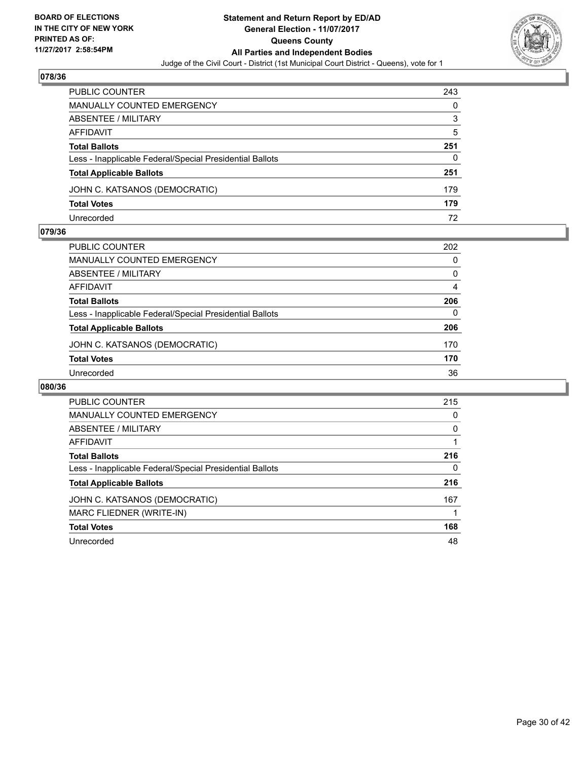## 078/36

| | |
|---|---|
| PUBLIC COUNTER | 243 |
| MANUALLY COUNTED EMERGENCY | 0 |
| ABSENTEE / MILITARY | 3 |
| AFFIDAVIT | 5 |
| **Total Ballots** | **251** |
| Less - Inapplicable Federal/Special Presidential Ballots | 0 |
| **Total Applicable Ballots** | **251** |
| JOHN C. KATSANOS (DEMOCRATIC) | 179 |
| **Total Votes** | **179** |
| Unrecorded | 72 |

## 079/36

| | |
|---|---|
| PUBLIC COUNTER | 202 |
| MANUALLY COUNTED EMERGENCY | 0 |
| ABSENTEE / MILITARY | 0 |
| AFFIDAVIT | 4 |
| **Total Ballots** | **206** |
| Less - Inapplicable Federal/Special Presidential Ballots | 0 |
| **Total Applicable Ballots** | **206** |
| JOHN C. KATSANOS (DEMOCRATIC) | 170 |
| **Total Votes** | **170** |
| Unrecorded | 36 |

## 080/36

| | |
|---|---|
| PUBLIC COUNTER | 215 |
| MANUALLY COUNTED EMERGENCY | 0 |
| ABSENTEE / MILITARY | 0 |
| AFFIDAVIT | 1 |
| **Total Ballots** | **216** |
| Less - Inapplicable Federal/Special Presidential Ballots | 0 |
| **Total Applicable Ballots** | **216** |
| JOHN C. KATSANOS (DEMOCRATIC) | 167 |
| MARC FLIEDNER (WRITE-IN) | 1 |
| **Total Votes** | **168** |
| Unrecorded | 48 |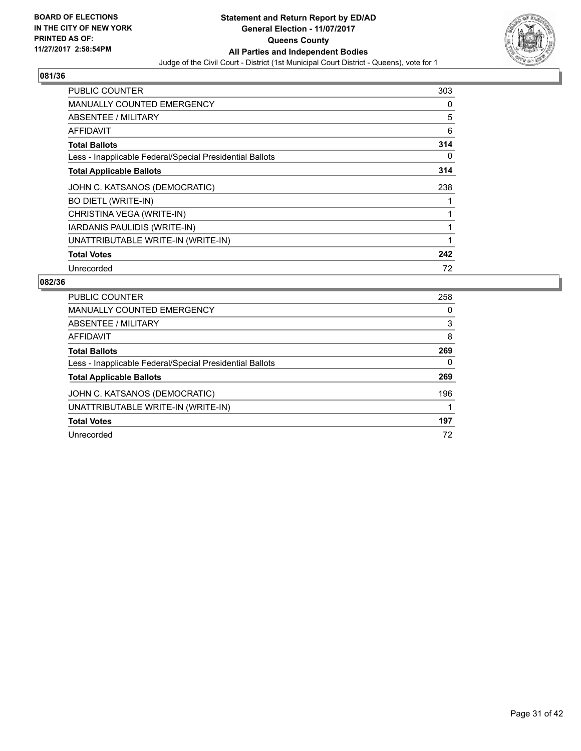**BOARD OF ELECTIONS IN THE CITY OF NEW YORK PRINTED AS OF: 11/27/2017 2:58:54PM**

# Statement and Return Report by ED/AD
## General Election - 11/07/2017
## Queens County
## All Parties and Independent Bodies
Judge of the Civil Court - District (1st Municipal Court District - Queens), vote for 1

### 081/36

| | |
|---|---|
| PUBLIC COUNTER | 303 |
| MANUALLY COUNTED EMERGENCY | 0 |
| ABSENTEE / MILITARY | 5 |
| AFFIDAVIT | 6 |
| **Total Ballots** | **314** |
| Less - Inapplicable Federal/Special Presidential Ballots | 0 |
| **Total Applicable Ballots** | **314** |
| JOHN C. KATSANOS (DEMOCRATIC) | 238 |
| BO DIETL (WRITE-IN) | 1 |
| CHRISTINA VEGA (WRITE-IN) | 1 |
| IARDANIS PAULIDIS (WRITE-IN) | 1 |
| UNATTRIBUTABLE WRITE-IN (WRITE-IN) | 1 |
| **Total Votes** | **242** |
| Unrecorded | 72 |

### 082/36

| | |
|---|---|
| PUBLIC COUNTER | 258 |
| MANUALLY COUNTED EMERGENCY | 0 |
| ABSENTEE / MILITARY | 3 |
| AFFIDAVIT | 8 |
| **Total Ballots** | **269** |
| Less - Inapplicable Federal/Special Presidential Ballots | 0 |
| **Total Applicable Ballots** | **269** |
| JOHN C. KATSANOS (DEMOCRATIC) | 196 |
| UNATTRIBUTABLE WRITE-IN (WRITE-IN) | 1 |
| **Total Votes** | **197** |
| Unrecorded | 72 |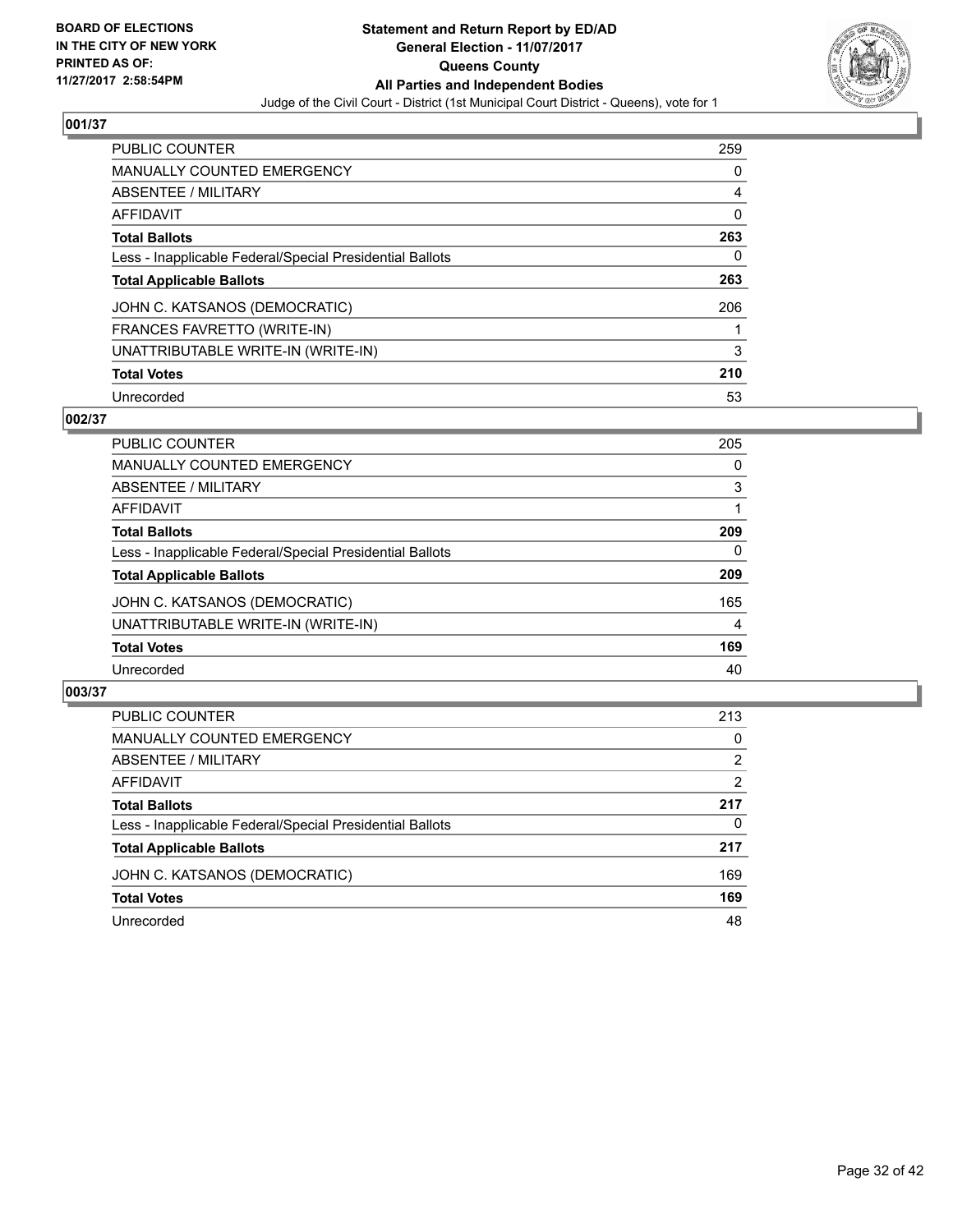**BOARD OF ELECTIONS IN THE CITY OF NEW YORK PRINTED AS OF: 11/27/2017 2:58:54PM**

# Statement and Return Report by ED/AD
## General Election - 11/07/2017
## Queens County
## All Parties and Independent Bodies
Judge of the Civil Court - District (1st Municipal Court District - Queens), vote for 1

### 001/37

| | |
|---|---|
| PUBLIC COUNTER | 259 |
| MANUALLY COUNTED EMERGENCY | 0 |
| ABSENTEE / MILITARY | 4 |
| AFFIDAVIT | 0 |
| **Total Ballots** | **263** |
| Less - Inapplicable Federal/Special Presidential Ballots | 0 |
| **Total Applicable Ballots** | **263** |
| JOHN C. KATSANOS (DEMOCRATIC) | 206 |
| FRANCES FAVRETTO (WRITE-IN) | 1 |
| UNATTRIBUTABLE WRITE-IN (WRITE-IN) | 3 |
| **Total Votes** | **210** |
| Unrecorded | 53 |

### 002/37

| | |
|---|---|
| PUBLIC COUNTER | 205 |
| MANUALLY COUNTED EMERGENCY | 0 |
| ABSENTEE / MILITARY | 3 |
| AFFIDAVIT | 1 |
| **Total Ballots** | **209** |
| Less - Inapplicable Federal/Special Presidential Ballots | 0 |
| **Total Applicable Ballots** | **209** |
| JOHN C. KATSANOS (DEMOCRATIC) | 165 |
| UNATTRIBUTABLE WRITE-IN (WRITE-IN) | 4 |
| **Total Votes** | **169** |
| Unrecorded | 40 |

### 003/37

| | |
|---|---|
| PUBLIC COUNTER | 213 |
| MANUALLY COUNTED EMERGENCY | 0 |
| ABSENTEE / MILITARY | 2 |
| AFFIDAVIT | 2 |
| **Total Ballots** | **217** |
| Less - Inapplicable Federal/Special Presidential Ballots | 0 |
| **Total Applicable Ballots** | **217** |
| JOHN C. KATSANOS (DEMOCRATIC) | 169 |
| **Total Votes** | **169** |
| Unrecorded | 48 |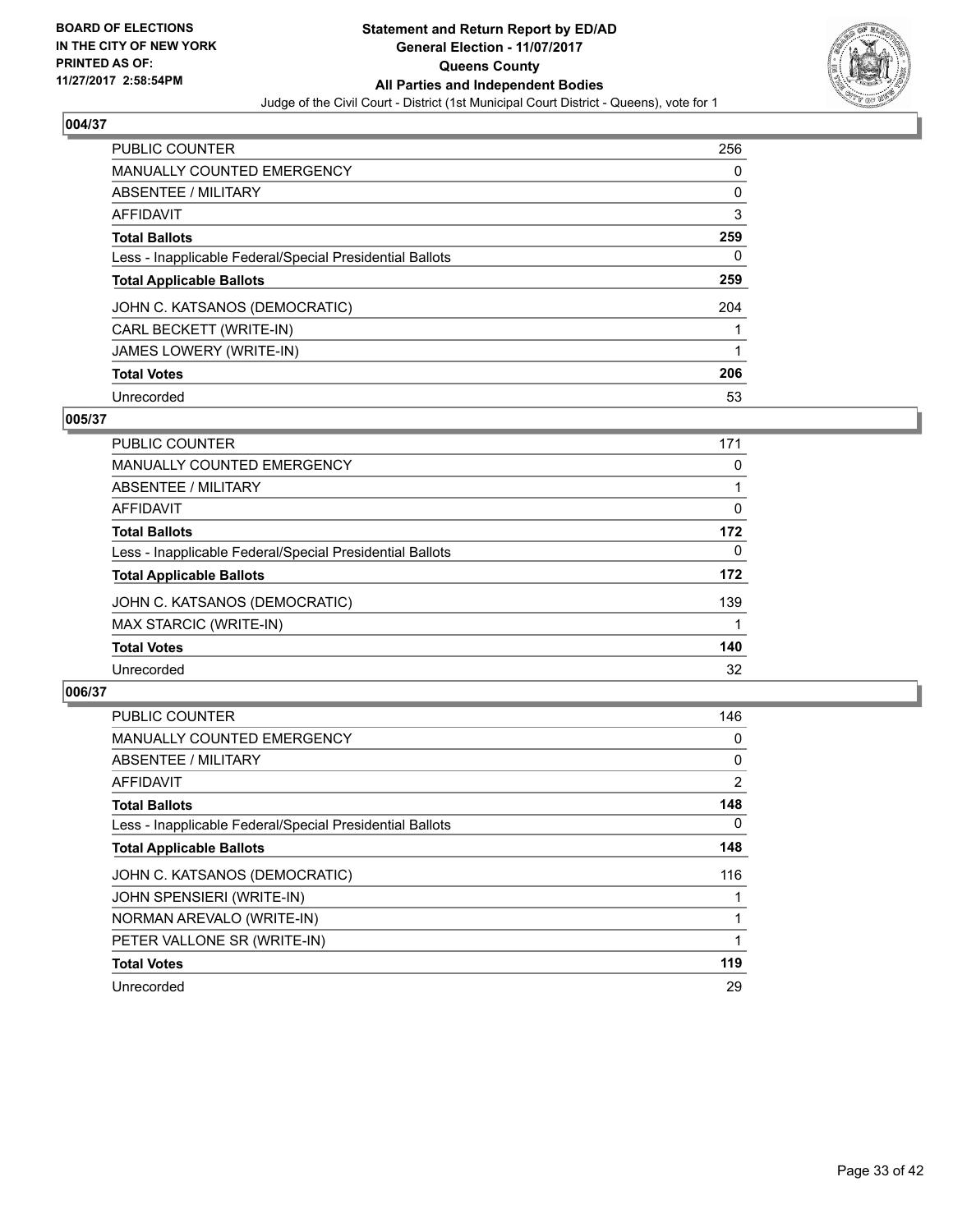**BOARD OF ELECTIONS IN THE CITY OF NEW YORK PRINTED AS OF: 11/27/2017 2:58:54PM**

# Statement and Return Report by ED/AD
## General Election - 11/07/2017
## Queens County
## All Parties and Independent Bodies
Judge of the Civil Court - District (1st Municipal Court District - Queens), vote for 1

### 004/37

| | |
|---|---|
| PUBLIC COUNTER | 256 |
| MANUALLY COUNTED EMERGENCY | 0 |
| ABSENTEE / MILITARY | 0 |
| AFFIDAVIT | 3 |
| **Total Ballots** | **259** |
| Less - Inapplicable Federal/Special Presidential Ballots | 0 |
| **Total Applicable Ballots** | **259** |
| JOHN C. KATSANOS (DEMOCRATIC) | 204 |
| CARL BECKETT (WRITE-IN) | 1 |
| JAMES LOWERY (WRITE-IN) | 1 |
| **Total Votes** | **206** |
| Unrecorded | 53 |

### 005/37

| | |
|---|---|
| PUBLIC COUNTER | 171 |
| MANUALLY COUNTED EMERGENCY | 0 |
| ABSENTEE / MILITARY | 1 |
| AFFIDAVIT | 0 |
| **Total Ballots** | **172** |
| Less - Inapplicable Federal/Special Presidential Ballots | 0 |
| **Total Applicable Ballots** | **172** |
| JOHN C. KATSANOS (DEMOCRATIC) | 139 |
| MAX STARCIC (WRITE-IN) | 1 |
| **Total Votes** | **140** |
| Unrecorded | 32 |

### 006/37

| | |
|---|---|
| PUBLIC COUNTER | 146 |
| MANUALLY COUNTED EMERGENCY | 0 |
| ABSENTEE / MILITARY | 0 |
| AFFIDAVIT | 2 |
| **Total Ballots** | **148** |
| Less - Inapplicable Federal/Special Presidential Ballots | 0 |
| **Total Applicable Ballots** | **148** |
| JOHN C. KATSANOS (DEMOCRATIC) | 116 |
| JOHN SPENSIERI (WRITE-IN) | 1 |
| NORMAN AREVALO (WRITE-IN) | 1 |
| PETER VALLONE SR (WRITE-IN) | 1 |
| **Total Votes** | **119** |
| Unrecorded | 29 |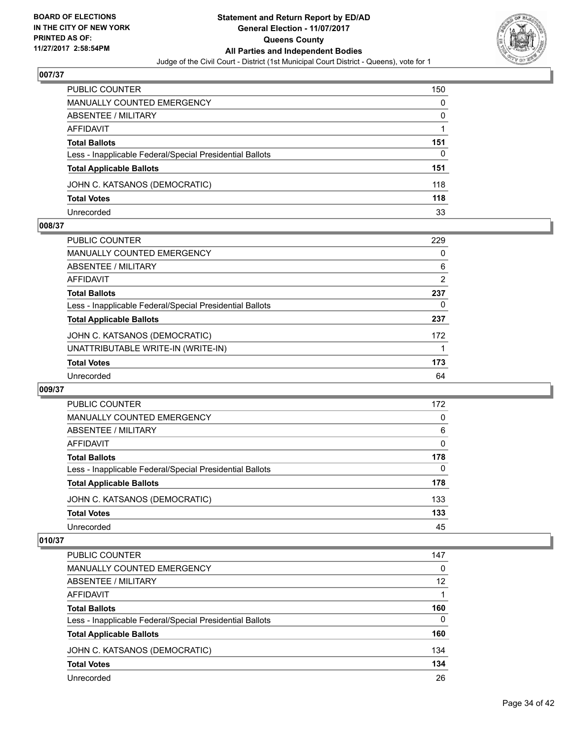## 007/37

| | |
|---|---|
| PUBLIC COUNTER | 150 |
| MANUALLY COUNTED EMERGENCY | 0 |
| ABSENTEE / MILITARY | 0 |
| AFFIDAVIT | 1 |
| **Total Ballots** | **151** |
| Less - Inapplicable Federal/Special Presidential Ballots | 0 |
| **Total Applicable Ballots** | **151** |
| JOHN C. KATSANOS (DEMOCRATIC) | 118 |
| **Total Votes** | **118** |
| Unrecorded | 33 |

## 008/37

| | |
|---|---|
| PUBLIC COUNTER | 229 |
| MANUALLY COUNTED EMERGENCY | 0 |
| ABSENTEE / MILITARY | 6 |
| AFFIDAVIT | 2 |
| **Total Ballots** | **237** |
| Less - Inapplicable Federal/Special Presidential Ballots | 0 |
| **Total Applicable Ballots** | **237** |
| JOHN C. KATSANOS (DEMOCRATIC) | 172 |
| UNATTRIBUTABLE WRITE-IN (WRITE-IN) | 1 |
| **Total Votes** | **173** |
| Unrecorded | 64 |

## 009/37

| | |
|---|---|
| PUBLIC COUNTER | 172 |
| MANUALLY COUNTED EMERGENCY | 0 |
| ABSENTEE / MILITARY | 6 |
| AFFIDAVIT | 0 |
| **Total Ballots** | **178** |
| Less - Inapplicable Federal/Special Presidential Ballots | 0 |
| **Total Applicable Ballots** | **178** |
| JOHN C. KATSANOS (DEMOCRATIC) | 133 |
| **Total Votes** | **133** |
| Unrecorded | 45 |

## 010/37

| | |
|---|---|
| PUBLIC COUNTER | 147 |
| MANUALLY COUNTED EMERGENCY | 0 |
| ABSENTEE / MILITARY | 12 |
| AFFIDAVIT | 1 |
| **Total Ballots** | **160** |
| Less - Inapplicable Federal/Special Presidential Ballots | 0 |
| **Total Applicable Ballots** | **160** |
| JOHN C. KATSANOS (DEMOCRATIC) | 134 |
| **Total Votes** | **134** |
| Unrecorded | 26 |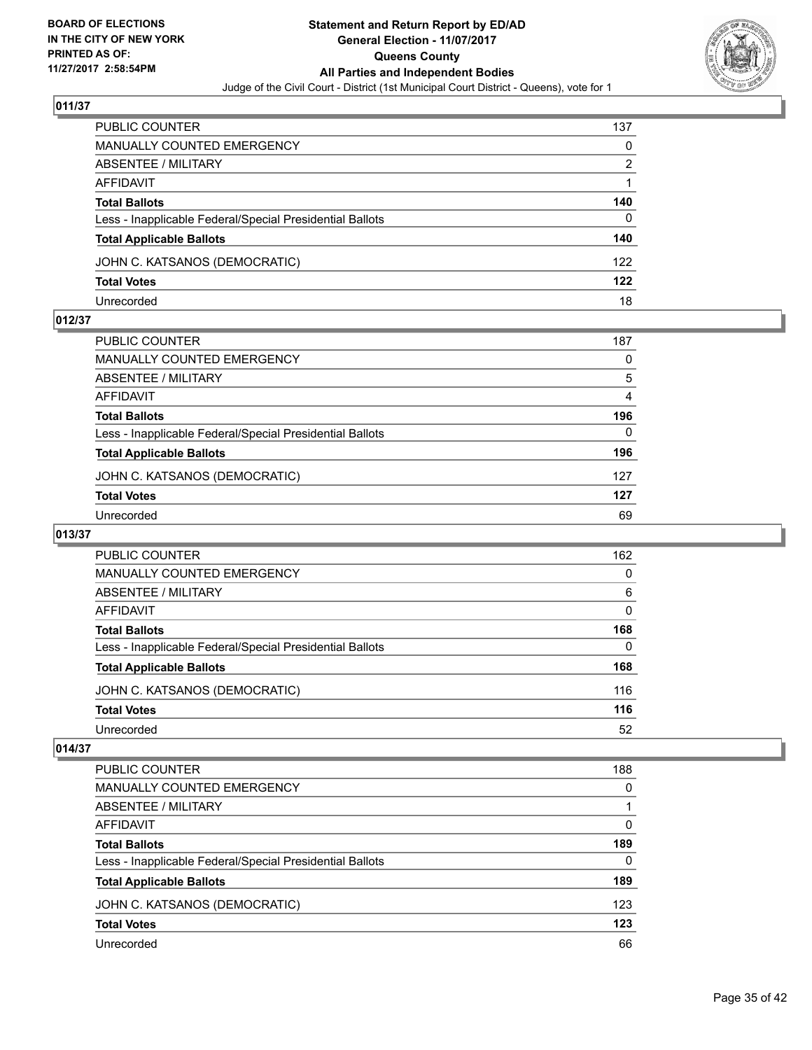## 011/37

| | |
|---|---|
| PUBLIC COUNTER | 137 |
| MANUALLY COUNTED EMERGENCY | 0 |
| ABSENTEE / MILITARY | 2 |
| AFFIDAVIT | 1 |
| **Total Ballots** | **140** |
| Less - Inapplicable Federal/Special Presidential Ballots | 0 |
| **Total Applicable Ballots** | **140** |
| JOHN C. KATSANOS (DEMOCRATIC) | 122 |
| **Total Votes** | **122** |
| Unrecorded | 18 |

## 012/37

| | |
|---|---|
| PUBLIC COUNTER | 187 |
| MANUALLY COUNTED EMERGENCY | 0 |
| ABSENTEE / MILITARY | 5 |
| AFFIDAVIT | 4 |
| **Total Ballots** | **196** |
| Less - Inapplicable Federal/Special Presidential Ballots | 0 |
| **Total Applicable Ballots** | **196** |
| JOHN C. KATSANOS (DEMOCRATIC) | 127 |
| **Total Votes** | **127** |
| Unrecorded | 69 |

## 013/37

| | |
|---|---|
| PUBLIC COUNTER | 162 |
| MANUALLY COUNTED EMERGENCY | 0 |
| ABSENTEE / MILITARY | 6 |
| AFFIDAVIT | 0 |
| **Total Ballots** | **168** |
| Less - Inapplicable Federal/Special Presidential Ballots | 0 |
| **Total Applicable Ballots** | **168** |
| JOHN C. KATSANOS (DEMOCRATIC) | 116 |
| **Total Votes** | **116** |
| Unrecorded | 52 |

## 014/37

| | |
|---|---|
| PUBLIC COUNTER | 188 |
| MANUALLY COUNTED EMERGENCY | 0 |
| ABSENTEE / MILITARY | 1 |
| AFFIDAVIT | 0 |
| **Total Ballots** | **189** |
| Less - Inapplicable Federal/Special Presidential Ballots | 0 |
| **Total Applicable Ballots** | **189** |
| JOHN C. KATSANOS (DEMOCRATIC) | 123 |
| **Total Votes** | **123** |
| Unrecorded | 66 |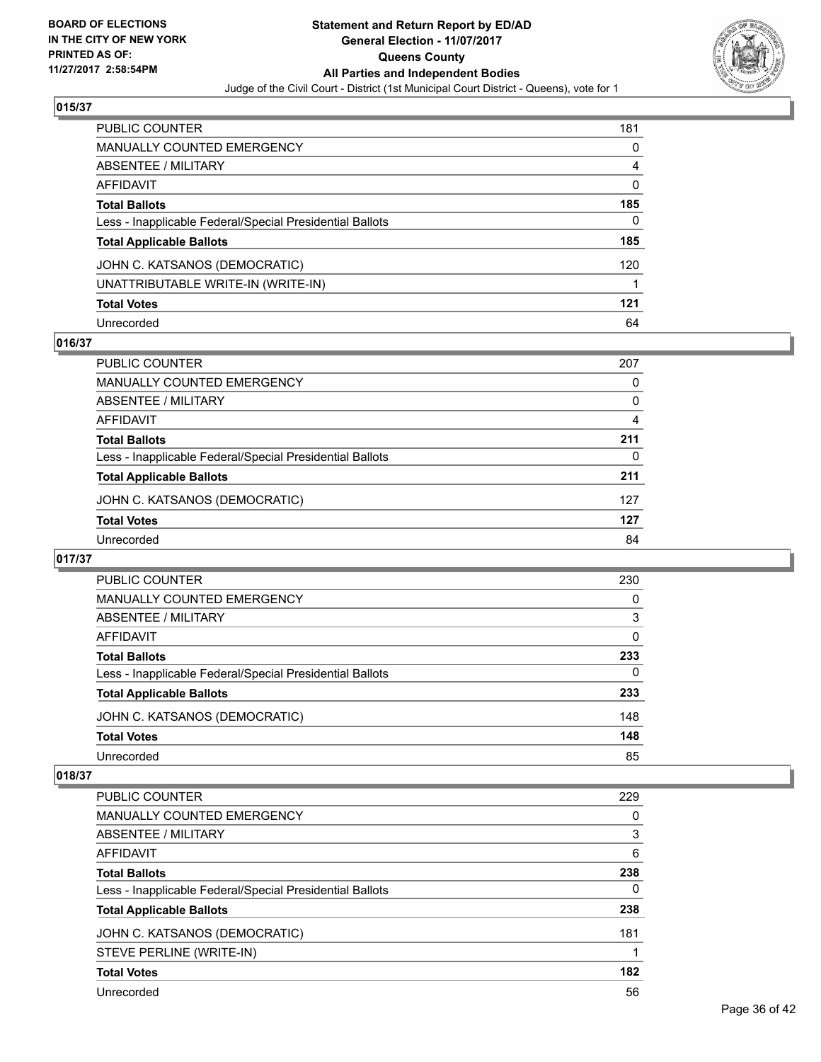BOARD OF ELECTIONS
IN THE CITY OF NEW YORK
PRINTED AS OF:
11/27/2017 2:58:54PM

**Statement and Return Report by ED/AD**
**General Election - 11/07/2017**
**Queens County**
**All Parties and Independent Bodies**
Judge of the Civil Court - District (1st Municipal Court District - Queens), vote for 1

### 015/37

| | |
|---|---|
| PUBLIC COUNTER | 181 |
| MANUALLY COUNTED EMERGENCY | 0 |
| ABSENTEE / MILITARY | 4 |
| AFFIDAVIT | 0 |
| **Total Ballots** | **185** |
| Less - Inapplicable Federal/Special Presidential Ballots | 0 |
| **Total Applicable Ballots** | **185** |
| JOHN C. KATSANOS (DEMOCRATIC) | 120 |
| UNATTRIBUTABLE WRITE-IN (WRITE-IN) | 1 |
| **Total Votes** | **121** |
| Unrecorded | 64 |

### 016/37

| | |
|---|---|
| PUBLIC COUNTER | 207 |
| MANUALLY COUNTED EMERGENCY | 0 |
| ABSENTEE / MILITARY | 0 |
| AFFIDAVIT | 4 |
| **Total Ballots** | **211** |
| Less - Inapplicable Federal/Special Presidential Ballots | 0 |
| **Total Applicable Ballots** | **211** |
| JOHN C. KATSANOS (DEMOCRATIC) | 127 |
| **Total Votes** | **127** |
| Unrecorded | 84 |

### 017/37

| | |
|---|---|
| PUBLIC COUNTER | 230 |
| MANUALLY COUNTED EMERGENCY | 0 |
| ABSENTEE / MILITARY | 3 |
| AFFIDAVIT | 0 |
| **Total Ballots** | **233** |
| Less - Inapplicable Federal/Special Presidential Ballots | 0 |
| **Total Applicable Ballots** | **233** |
| JOHN C. KATSANOS (DEMOCRATIC) | 148 |
| **Total Votes** | **148** |
| Unrecorded | 85 |

### 018/37

| | |
|---|---|
| PUBLIC COUNTER | 229 |
| MANUALLY COUNTED EMERGENCY | 0 |
| ABSENTEE / MILITARY | 3 |
| AFFIDAVIT | 6 |
| **Total Ballots** | **238** |
| Less - Inapplicable Federal/Special Presidential Ballots | 0 |
| **Total Applicable Ballots** | **238** |
| JOHN C. KATSANOS (DEMOCRATIC) | 181 |
| STEVE PERLINE (WRITE-IN) | 1 |
| **Total Votes** | **182** |
| Unrecorded | 56 |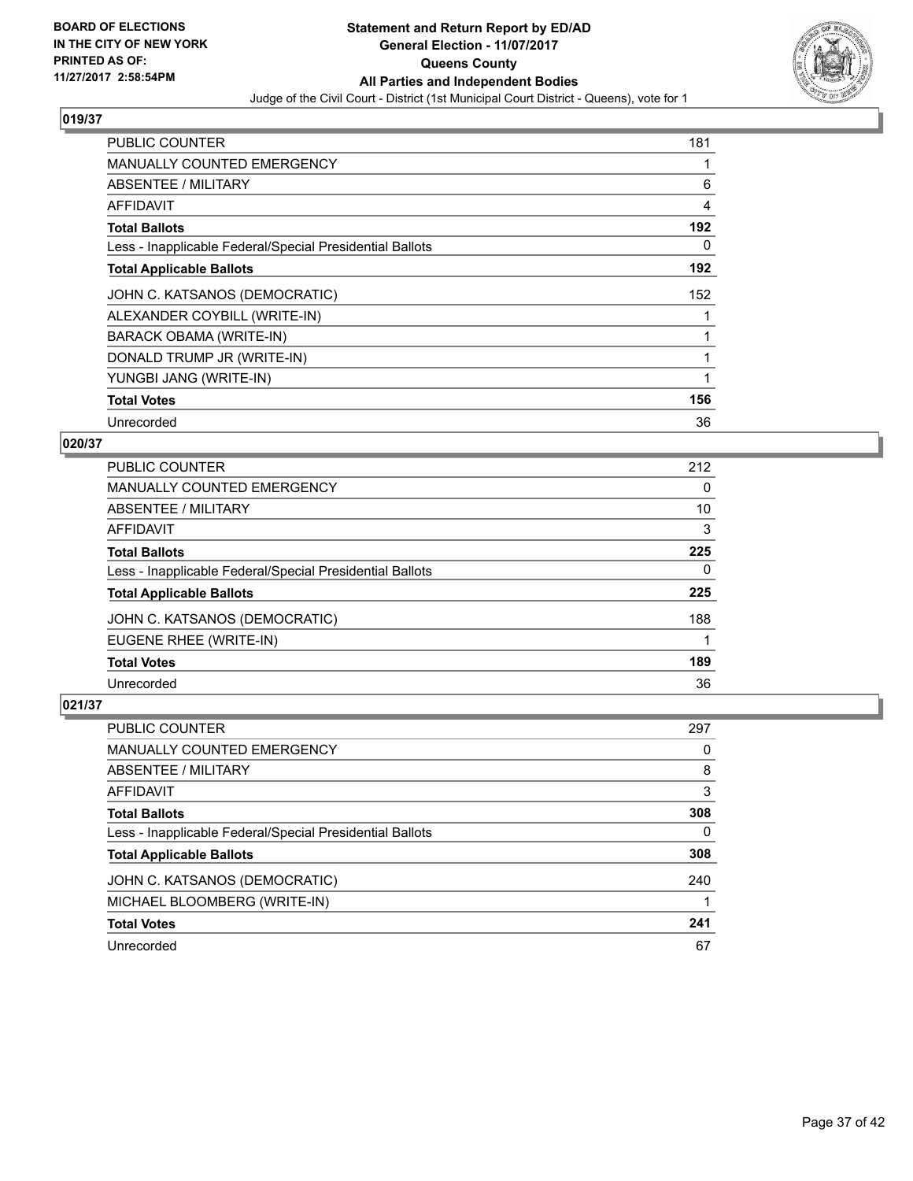**BOARD OF ELECTIONS IN THE CITY OF NEW YORK PRINTED AS OF: 11/27/2017 2:58:54PM**

# Statement and Return Report by ED/AD
## General Election - 11/07/2017
## Queens County
## All Parties and Independent Bodies
Judge of the Civil Court - District (1st Municipal Court District - Queens), vote for 1

### 019/37

| | |
|---|---|
| PUBLIC COUNTER | 181 |
| MANUALLY COUNTED EMERGENCY | 1 |
| ABSENTEE / MILITARY | 6 |
| AFFIDAVIT | 4 |
| **Total Ballots** | **192** |
| Less - Inapplicable Federal/Special Presidential Ballots | 0 |
| **Total Applicable Ballots** | **192** |
| JOHN C. KATSANOS (DEMOCRATIC) | 152 |
| ALEXANDER COYBILL (WRITE-IN) | 1 |
| BARACK OBAMA (WRITE-IN) | 1 |
| DONALD TRUMP JR (WRITE-IN) | 1 |
| YUNGBI JANG (WRITE-IN) | 1 |
| **Total Votes** | **156** |
| Unrecorded | 36 |

### 020/37

| | |
|---|---|
| PUBLIC COUNTER | 212 |
| MANUALLY COUNTED EMERGENCY | 0 |
| ABSENTEE / MILITARY | 10 |
| AFFIDAVIT | 3 |
| **Total Ballots** | **225** |
| Less - Inapplicable Federal/Special Presidential Ballots | 0 |
| **Total Applicable Ballots** | **225** |
| JOHN C. KATSANOS (DEMOCRATIC) | 188 |
| EUGENE RHEE (WRITE-IN) | 1 |
| **Total Votes** | **189** |
| Unrecorded | 36 |

### 021/37

| | |
|---|---|
| PUBLIC COUNTER | 297 |
| MANUALLY COUNTED EMERGENCY | 0 |
| ABSENTEE / MILITARY | 8 |
| AFFIDAVIT | 3 |
| **Total Ballots** | **308** |
| Less - Inapplicable Federal/Special Presidential Ballots | 0 |
| **Total Applicable Ballots** | **308** |
| JOHN C. KATSANOS (DEMOCRATIC) | 240 |
| MICHAEL BLOOMBERG (WRITE-IN) | 1 |
| **Total Votes** | **241** |
| Unrecorded | 67 |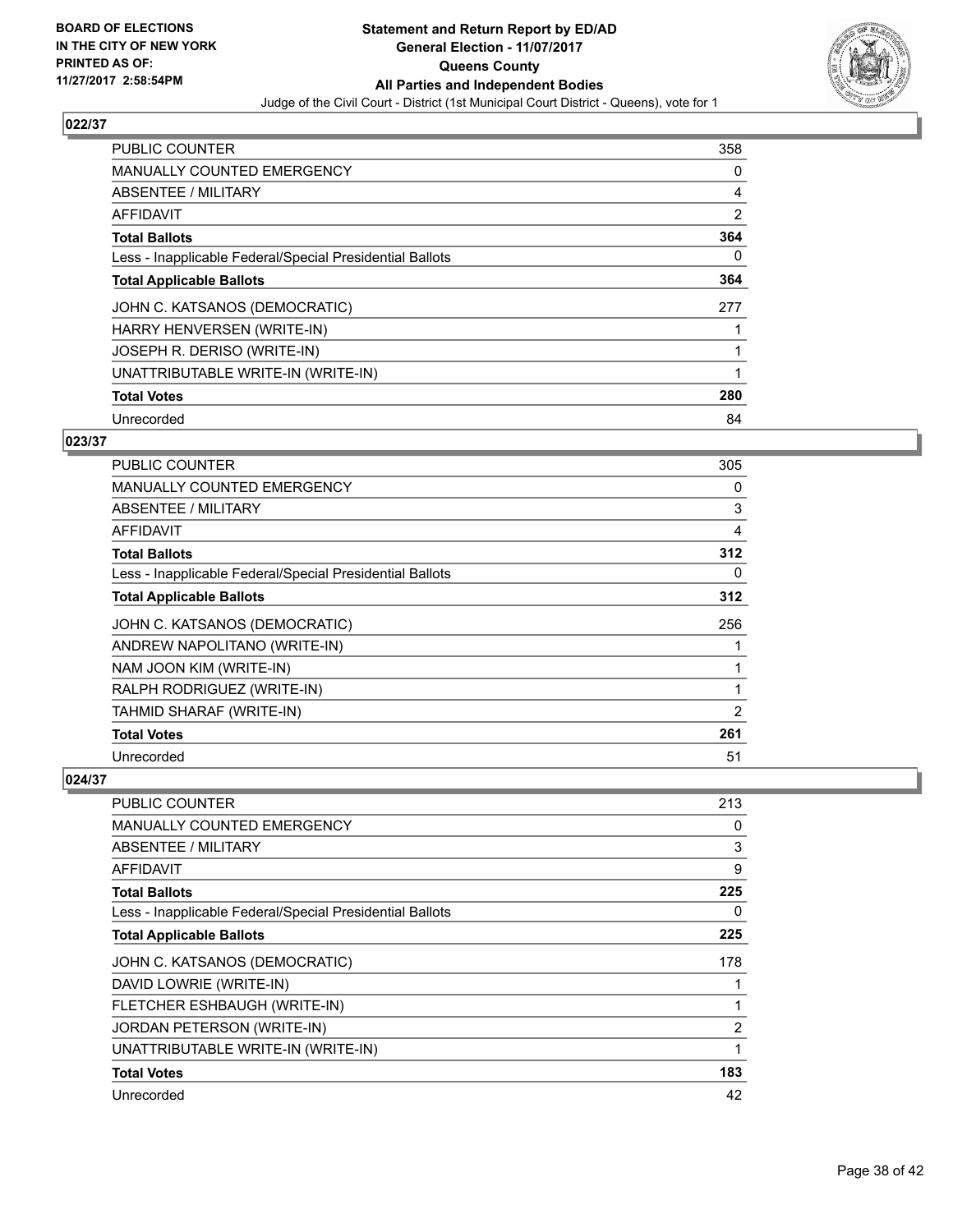### 022/37

| | |
|---|---|
| PUBLIC COUNTER | 358 |
| MANUALLY COUNTED EMERGENCY | 0 |
| ABSENTEE / MILITARY | 4 |
| AFFIDAVIT | 2 |
| **Total Ballots** | **364** |
| Less - Inapplicable Federal/Special Presidential Ballots | 0 |
| **Total Applicable Ballots** | **364** |
| JOHN C. KATSANOS (DEMOCRATIC) | 277 |
| HARRY HENVERSEN (WRITE-IN) | 1 |
| JOSEPH R. DERISO (WRITE-IN) | 1 |
| UNATTRIBUTABLE WRITE-IN (WRITE-IN) | 1 |
| **Total Votes** | **280** |
| Unrecorded | 84 |

### 023/37

| | |
|---|---|
| PUBLIC COUNTER | 305 |
| MANUALLY COUNTED EMERGENCY | 0 |
| ABSENTEE / MILITARY | 3 |
| AFFIDAVIT | 4 |
| **Total Ballots** | **312** |
| Less - Inapplicable Federal/Special Presidential Ballots | 0 |
| **Total Applicable Ballots** | **312** |
| JOHN C. KATSANOS (DEMOCRATIC) | 256 |
| ANDREW NAPOLITANO (WRITE-IN) | 1 |
| NAM JOON KIM (WRITE-IN) | 1 |
| RALPH RODRIGUEZ (WRITE-IN) | 1 |
| TAHMID SHARAF (WRITE-IN) | 2 |
| **Total Votes** | **261** |
| Unrecorded | 51 |

### 024/37

| | |
|---|---|
| PUBLIC COUNTER | 213 |
| MANUALLY COUNTED EMERGENCY | 0 |
| ABSENTEE / MILITARY | 3 |
| AFFIDAVIT | 9 |
| **Total Ballots** | **225** |
| Less - Inapplicable Federal/Special Presidential Ballots | 0 |
| **Total Applicable Ballots** | **225** |
| JOHN C. KATSANOS (DEMOCRATIC) | 178 |
| DAVID LOWRIE (WRITE-IN) | 1 |
| FLETCHER ESHBAUGH (WRITE-IN) | 1 |
| JORDAN PETERSON (WRITE-IN) | 2 |
| UNATTRIBUTABLE WRITE-IN (WRITE-IN) | 1 |
| **Total Votes** | **183** |
| Unrecorded | 42 |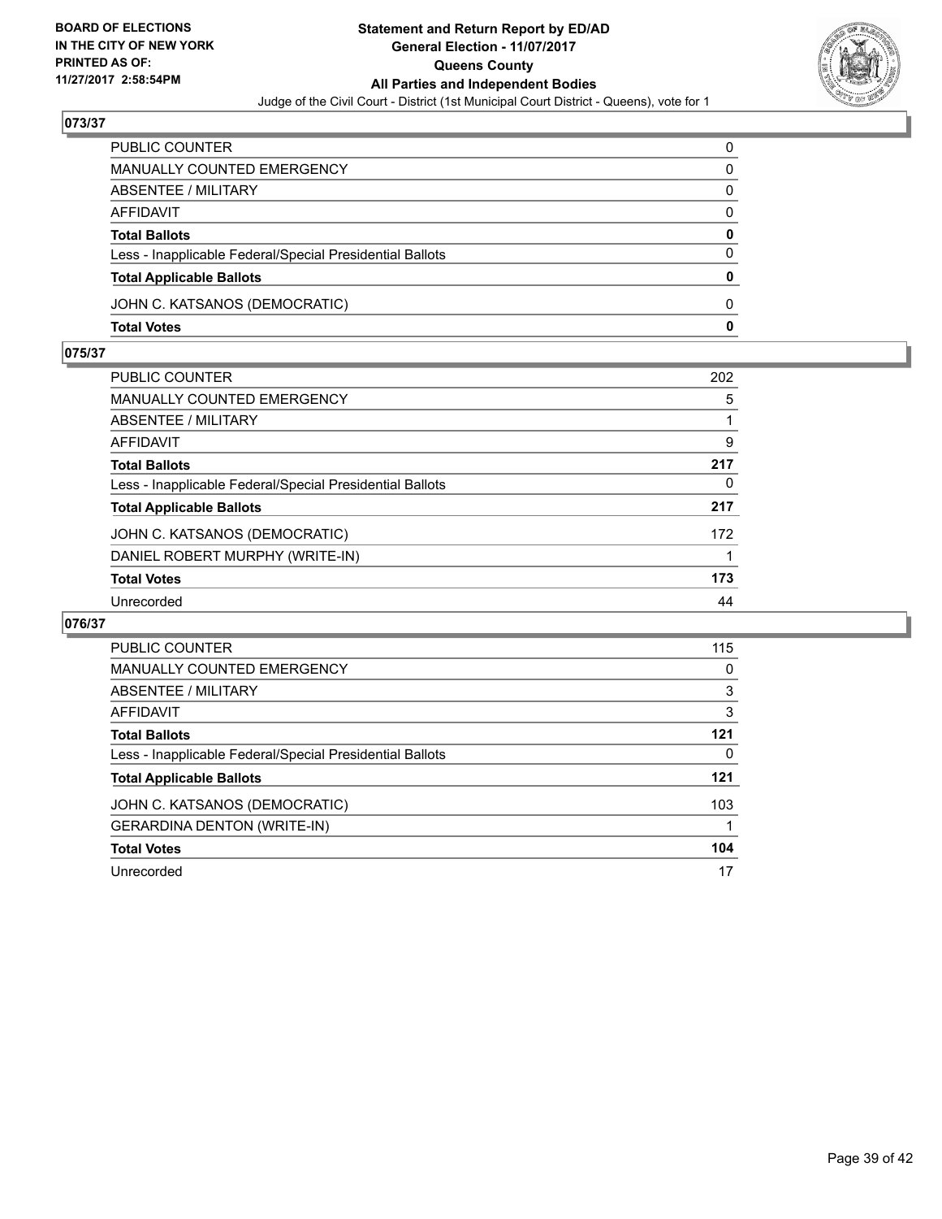## 073/37

| | |
|---|---|
| PUBLIC COUNTER | 0 |
| MANUALLY COUNTED EMERGENCY | 0 |
| ABSENTEE / MILITARY | 0 |
| AFFIDAVIT | 0 |
| **Total Ballots** | **0** |
| Less - Inapplicable Federal/Special Presidential Ballots | 0 |
| **Total Applicable Ballots** | **0** |
| JOHN C. KATSANOS (DEMOCRATIC) | 0 |
| **Total Votes** | **0** |

## 075/37

| | |
|---|---|
| PUBLIC COUNTER | 202 |
| MANUALLY COUNTED EMERGENCY | 5 |
| ABSENTEE / MILITARY | 1 |
| AFFIDAVIT | 9 |
| **Total Ballots** | **217** |
| Less - Inapplicable Federal/Special Presidential Ballots | 0 |
| **Total Applicable Ballots** | **217** |
| JOHN C. KATSANOS (DEMOCRATIC) | 172 |
| DANIEL ROBERT MURPHY (WRITE-IN) | 1 |
| **Total Votes** | **173** |
| Unrecorded | 44 |

## 076/37

| | |
|---|---|
| PUBLIC COUNTER | 115 |
| MANUALLY COUNTED EMERGENCY | 0 |
| ABSENTEE / MILITARY | 3 |
| AFFIDAVIT | 3 |
| **Total Ballots** | **121** |
| Less - Inapplicable Federal/Special Presidential Ballots | 0 |
| **Total Applicable Ballots** | **121** |
| JOHN C. KATSANOS (DEMOCRATIC) | 103 |
| GERARDINA DENTON (WRITE-IN) | 1 |
| **Total Votes** | **104** |
| Unrecorded | 17 |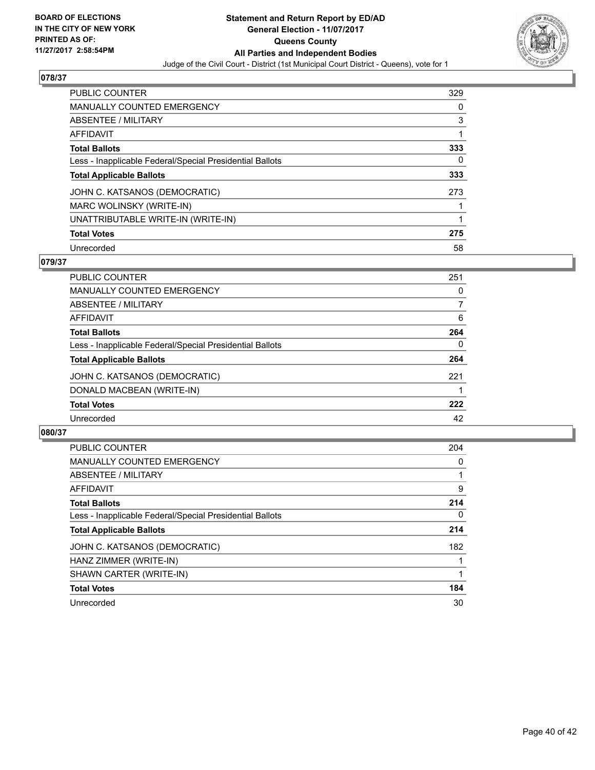BOARD OF ELECTIONS
IN THE CITY OF NEW YORK
PRINTED AS OF:
11/27/2017 2:58:54PM

**Statement and Return Report by ED/AD**
**General Election - 11/07/2017**
**Queens County**
**All Parties and Independent Bodies**
Judge of the Civil Court - District (1st Municipal Court District - Queens), vote for 1

### 078/37

| | |
|---|---|
| PUBLIC COUNTER | 329 |
| MANUALLY COUNTED EMERGENCY | 0 |
| ABSENTEE / MILITARY | 3 |
| AFFIDAVIT | 1 |
| **Total Ballots** | **333** |
| Less - Inapplicable Federal/Special Presidential Ballots | 0 |
| **Total Applicable Ballots** | **333** |
| JOHN C. KATSANOS (DEMOCRATIC) | 273 |
| MARC WOLINSKY (WRITE-IN) | 1 |
| UNATTRIBUTABLE WRITE-IN (WRITE-IN) | 1 |
| **Total Votes** | **275** |
| Unrecorded | 58 |

### 079/37

| | |
|---|---|
| PUBLIC COUNTER | 251 |
| MANUALLY COUNTED EMERGENCY | 0 |
| ABSENTEE / MILITARY | 7 |
| AFFIDAVIT | 6 |
| **Total Ballots** | **264** |
| Less - Inapplicable Federal/Special Presidential Ballots | 0 |
| **Total Applicable Ballots** | **264** |
| JOHN C. KATSANOS (DEMOCRATIC) | 221 |
| DONALD MACBEAN (WRITE-IN) | 1 |
| **Total Votes** | **222** |
| Unrecorded | 42 |

### 080/37

| | |
|---|---|
| PUBLIC COUNTER | 204 |
| MANUALLY COUNTED EMERGENCY | 0 |
| ABSENTEE / MILITARY | 1 |
| AFFIDAVIT | 9 |
| **Total Ballots** | **214** |
| Less - Inapplicable Federal/Special Presidential Ballots | 0 |
| **Total Applicable Ballots** | **214** |
| JOHN C. KATSANOS (DEMOCRATIC) | 182 |
| HANZ ZIMMER (WRITE-IN) | 1 |
| SHAWN CARTER (WRITE-IN) | 1 |
| **Total Votes** | **184** |
| Unrecorded | 30 |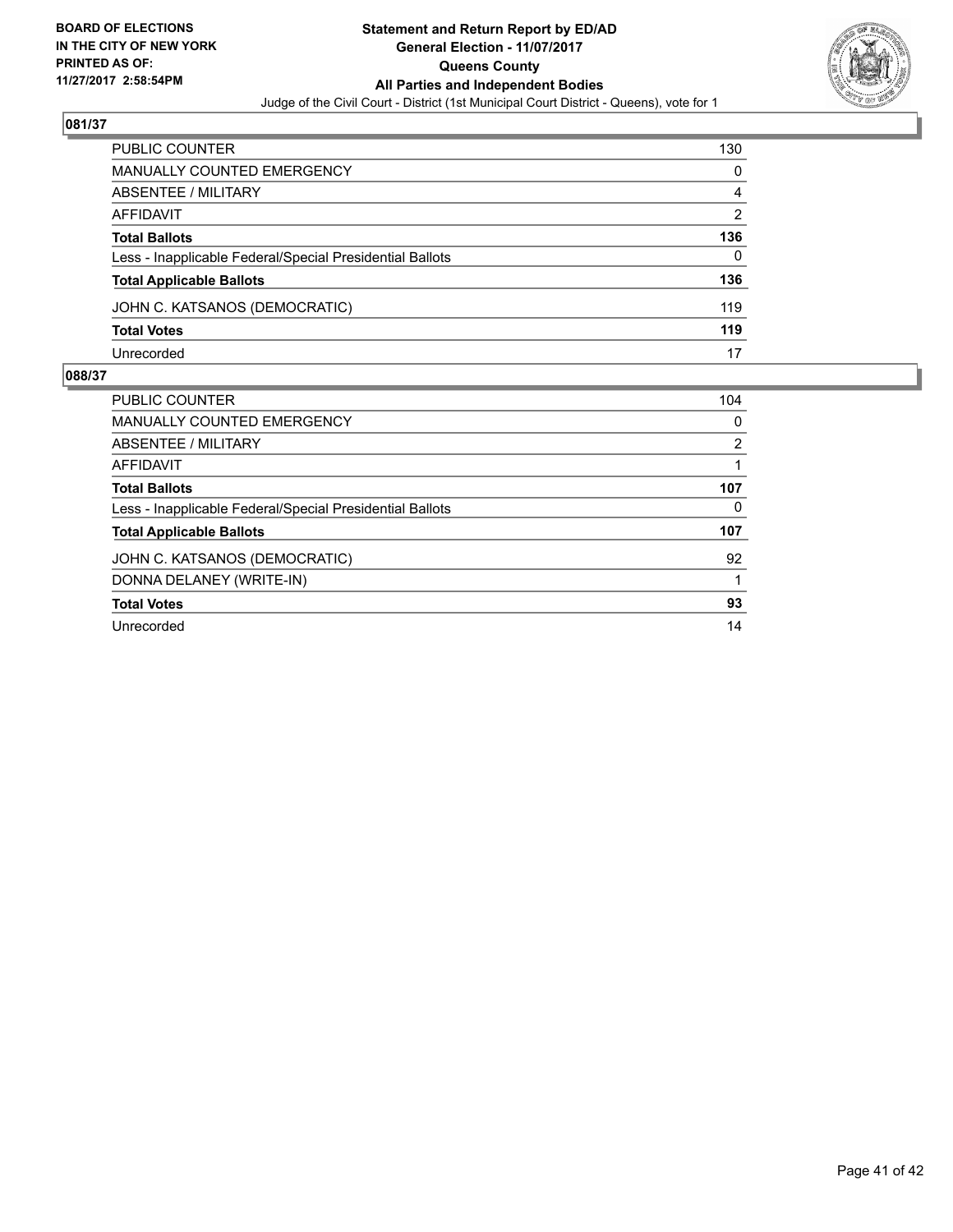**BOARD OF ELECTIONS IN THE CITY OF NEW YORK PRINTED AS OF: 11/27/2017 2:58:54PM**

# Statement and Return Report by ED/AD
## General Election - 11/07/2017
## Queens County
## All Parties and Independent Bodies
Judge of the Civil Court - District (1st Municipal Court District - Queens), vote for 1

### 081/37

| | |
|---|---|
| PUBLIC COUNTER | 130 |
| MANUALLY COUNTED EMERGENCY | 0 |
| ABSENTEE / MILITARY | 4 |
| AFFIDAVIT | 2 |
| **Total Ballots** | **136** |
| Less - Inapplicable Federal/Special Presidential Ballots | 0 |
| **Total Applicable Ballots** | **136** |
| JOHN C. KATSANOS (DEMOCRATIC) | 119 |
| **Total Votes** | **119** |
| Unrecorded | 17 |

### 088/37

| | |
|---|---|
| PUBLIC COUNTER | 104 |
| MANUALLY COUNTED EMERGENCY | 0 |
| ABSENTEE / MILITARY | 2 |
| AFFIDAVIT | 1 |
| **Total Ballots** | **107** |
| Less - Inapplicable Federal/Special Presidential Ballots | 0 |
| **Total Applicable Ballots** | **107** |
| JOHN C. KATSANOS (DEMOCRATIC) | 92 |
| DONNA DELANEY (WRITE-IN) | 1 |
| **Total Votes** | **93** |
| Unrecorded | 14 |